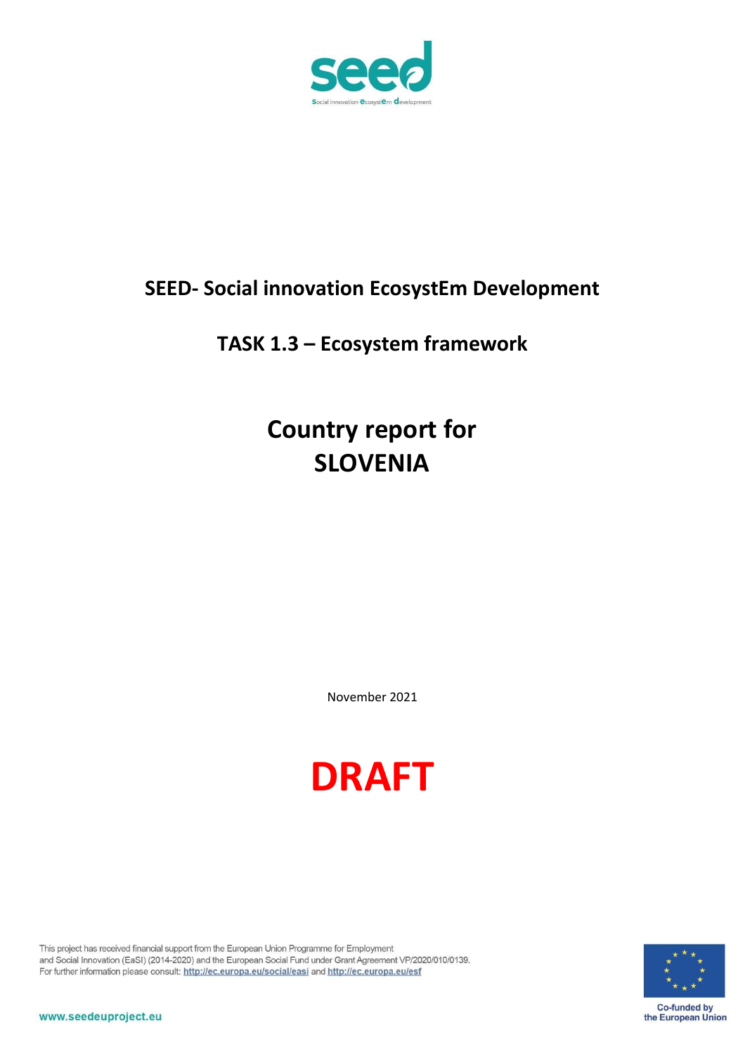# SEED- Social innovation EcosystEm Development

## TASK 1.3 – Ecosystem framework

# Country report for SLOVENIA

November 2021

**DRAFT**

This project has received financial support from the European Union Programme for Employment and Social Innovation (EaSI) (2014-2020) and the European Social Fund under Grant Agreement VP/2020/010/0139. For further information please consult: http://ec.europa.eu/social/easi and http://ec.europa.eu/esf

www.seedeuproject.eu

Co-funded by the European Union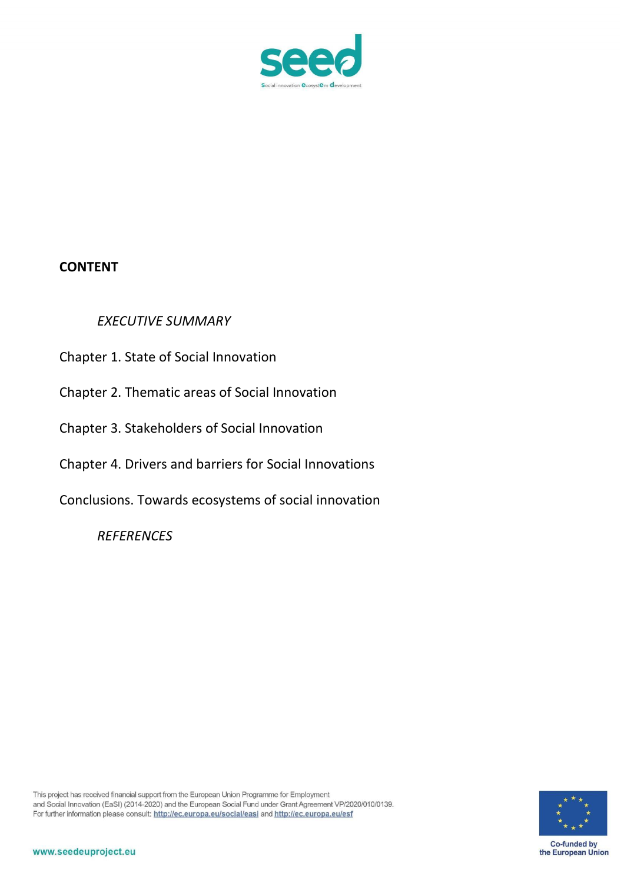## CONTENT

*EXECUTIVE SUMMARY*

Chapter 1. State of Social Innovation

Chapter 2. Thematic areas of Social Innovation

Chapter 3. Stakeholders of Social Innovation

Chapter 4. Drivers and barriers for Social Innovations

Conclusions. Towards ecosystems of social innovation

*REFERENCES*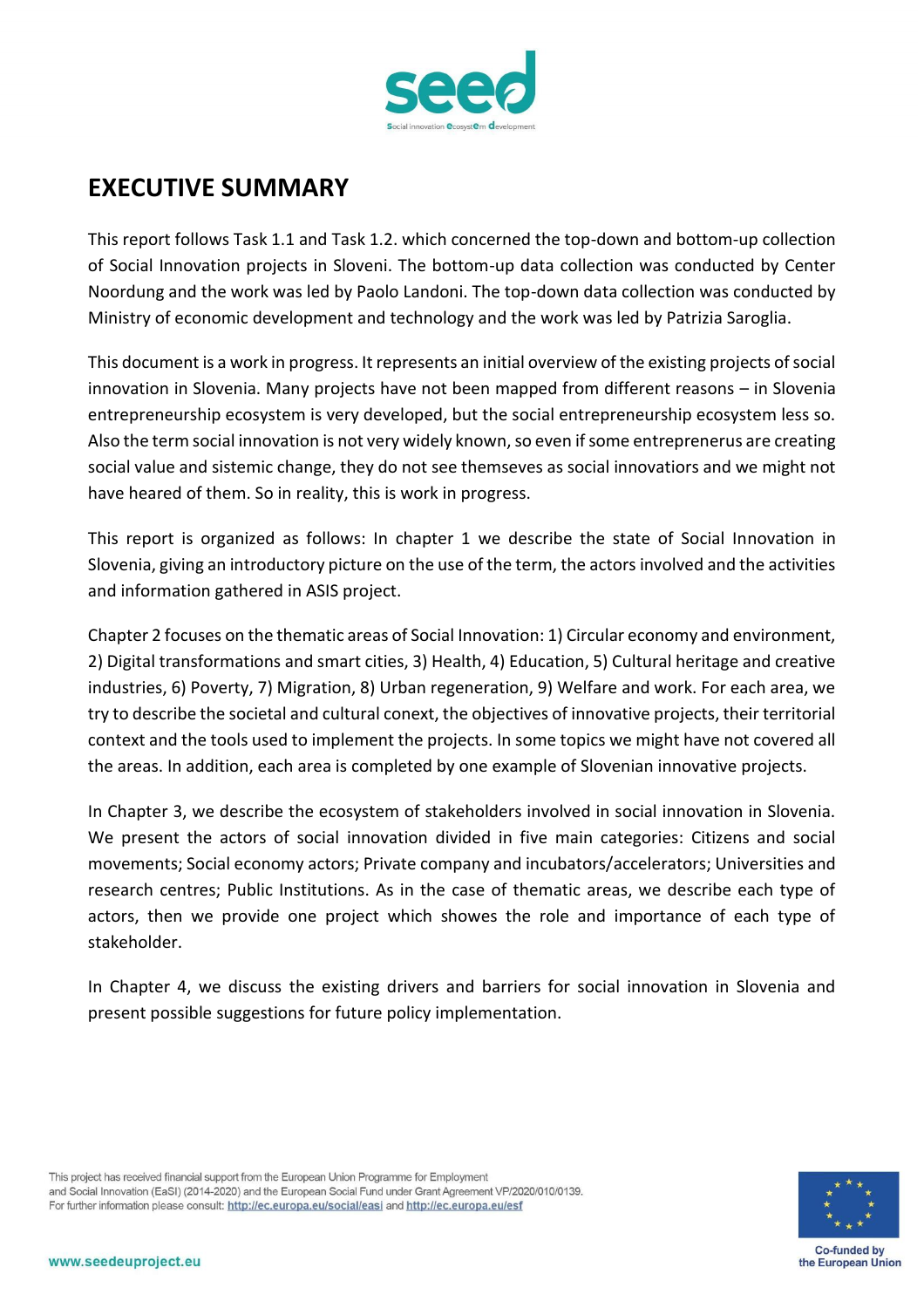# EXECUTIVE SUMMARY

This report follows Task 1.1 and Task 1.2. which concerned the top-down and bottom-up collection of Social Innovation projects in Sloveni. The bottom-up data collection was conducted by Center Noordung and the work was led by Paolo Landoni. The top-down data collection was conducted by Ministry of economic development and technology and the work was led by Patrizia Saroglia.

This document is a work in progress. It represents an initial overview of the existing projects of social innovation in Slovenia. Many projects have not been mapped from different reasons – in Slovenia entrepreneurship ecosystem is very developed, but the social entrepreneurship ecosystem less so. Also the term social innovation is not very widely known, so even if some entreprenerus are creating social value and sistemic change, they do not see themseves as social innovators and we might not have heared of them. So in reality, this is work in progress.

This report is organized as follows: In chapter 1 we describe the state of Social Innovation in Slovenia, giving an introductory picture on the use of the term, the actors involved and the activities and information gathered in ASIS project.

Chapter 2 focuses on the thematic areas of Social Innovation: 1) Circular economy and environment, 2) Digital transformations and smart cities, 3) Health, 4) Education, 5) Cultural heritage and creative industries, 6) Poverty, 7) Migration, 8) Urban regeneration, 9) Welfare and work. For each area, we try to describe the societal and cultural conext, the objectives of innovative projects, their territorial context and the tools used to implement the projects. In some topics we might have not covered all the areas. In addition, each area is completed by one example of Slovenian innovative projects.

In Chapter 3, we describe the ecosystem of stakeholders involved in social innovation in Slovenia. We present the actors of social innovation divided in five main categories: Citizens and social movements; Social economy actors; Private company and incubators/accelerators; Universities and research centres; Public Institutions. As in the case of thematic areas, we describe each type of actors, then we provide one project which showes the role and importance of each type of stakeholder.

In Chapter 4, we discuss the existing drivers and barriers for social innovation in Slovenia and present possible suggestions for future policy implementation.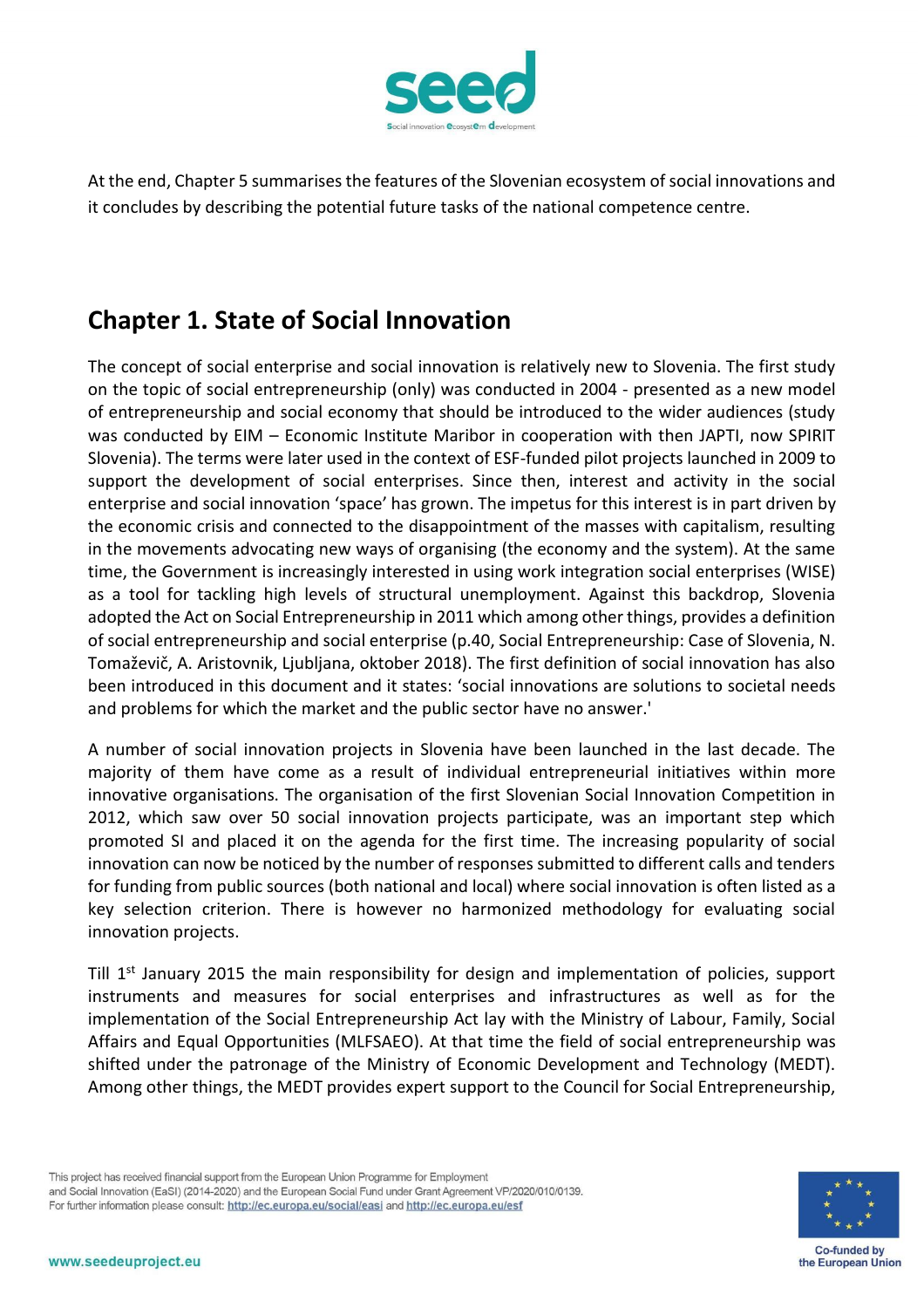At the end, Chapter 5 summarises the features of the Slovenian ecosystem of social innovations and it concludes by describing the potential future tasks of the national competence centre.

## Chapter 1. State of Social Innovation

The concept of social enterprise and social innovation is relatively new to Slovenia. The first study on the topic of social entrepreneurship (only) was conducted in 2004 - presented as a new model of entrepreneurship and social economy that should be introduced to the wider audiences (study was conducted by EIM – Economic Institute Maribor in cooperation with then JAPTI, now SPIRIT Slovenia). The terms were later used in the context of ESF-funded pilot projects launched in 2009 to support the development of social enterprises. Since then, interest and activity in the social enterprise and social innovation 'space' has grown. The impetus for this interest is in part driven by the economic crisis and connected to the disappointment of the masses with capitalism, resulting in the movements advocating new ways of organising (the economy and the system). At the same time, the Government is increasingly interested in using work integration social enterprises (WISE) as a tool for tackling high levels of structural unemployment. Against this backdrop, Slovenia adopted the Act on Social Entrepreneurship in 2011 which among other things, provides a definition of social entrepreneurship and social enterprise (p.40, Social Entrepreneurship: Case of Slovenia, N. Tomaževič, A. Aristovnik, Ljubljana, oktober 2018). The first definition of social innovation has also been introduced in this document and it states: 'social innovations are solutions to societal needs and problems for which the market and the public sector have no answer.'

A number of social innovation projects in Slovenia have been launched in the last decade. The majority of them have come as a result of individual entrepreneurial initiatives within more innovative organisations. The organisation of the first Slovenian Social Innovation Competition in 2012, which saw over 50 social innovation projects participate, was an important step which promoted SI and placed it on the agenda for the first time. The increasing popularity of social innovation can now be noticed by the number of responses submitted to different calls and tenders for funding from public sources (both national and local) where social innovation is often listed as a key selection criterion. There is however no harmonized methodology for evaluating social innovation projects.

Till 1st January 2015 the main responsibility for design and implementation of policies, support instruments and measures for social enterprises and infrastructures as well as for the implementation of the Social Entrepreneurship Act lay with the Ministry of Labour, Family, Social Affairs and Equal Opportunities (MLFSAEO). At that time the field of social entrepreneurship was shifted under the patronage of the Ministry of Economic Development and Technology (MEDT). Among other things, the MEDT provides expert support to the Council for Social Entrepreneurship,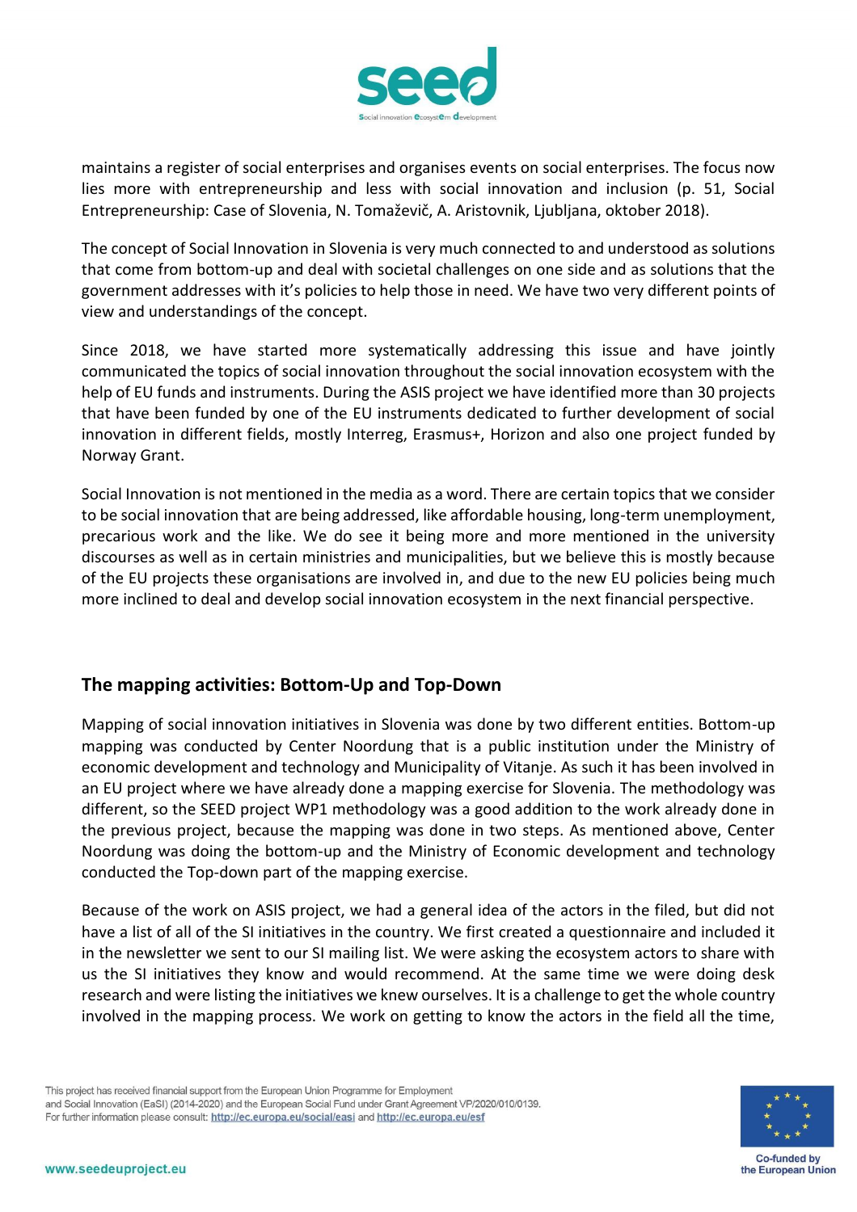maintains a register of social enterprises and organises events on social enterprises. The focus now lies more with entrepreneurship and less with social innovation and inclusion (p. 51, Social Entrepreneurship: Case of Slovenia, N. Tomaževič, A. Aristovnik, Ljubljana, oktober 2018).

The concept of Social Innovation in Slovenia is very much connected to and understood as solutions that come from bottom-up and deal with societal challenges on one side and as solutions that the government addresses with it's policies to help those in need. We have two very different points of view and understandings of the concept.

Since 2018, we have started more systematically addressing this issue and have jointly communicated the topics of social innovation throughout the social innovation ecosystem with the help of EU funds and instruments. During the ASIS project we have identified more than 30 projects that have been funded by one of the EU instruments dedicated to further development of social innovation in different fields, mostly Interreg, Erasmus+, Horizon and also one project funded by Norway Grant.

Social Innovation is not mentioned in the media as a word. There are certain topics that we consider to be social innovation that are being addressed, like affordable housing, long-term unemployment, precarious work and the like. We do see it being more and more mentioned in the university discourses as well as in certain ministries and municipalities, but we believe this is mostly because of the EU projects these organisations are involved in, and due to the new EU policies being much more inclined to deal and develop social innovation ecosystem in the next financial perspective.

## The mapping activities: Bottom-Up and Top-Down

Mapping of social innovation initiatives in Slovenia was done by two different entities. Bottom-up mapping was conducted by Center Noordung that is a public institution under the Ministry of economic development and technology and Municipality of Vitanje. As such it has been involved in an EU project where we have already done a mapping exercise for Slovenia. The methodology was different, so the SEED project WP1 methodology was a good addition to the work already done in the previous project, because the mapping was done in two steps. As mentioned above, Center Noordung was doing the bottom-up and the Ministry of Economic development and technology conducted the Top-down part of the mapping exercise.

Because of the work on ASIS project, we had a general idea of the actors in the filed, but did not have a list of all of the SI initiatives in the country. We first created a questionnaire and included it in the newsletter we sent to our SI mailing list. We were asking the ecosystem actors to share with us the SI initiatives they know and would recommend. At the same time we were doing desk research and were listing the initiatives we knew ourselves. It is a challenge to get the whole country involved in the mapping process. We work on getting to know the actors in the field all the time,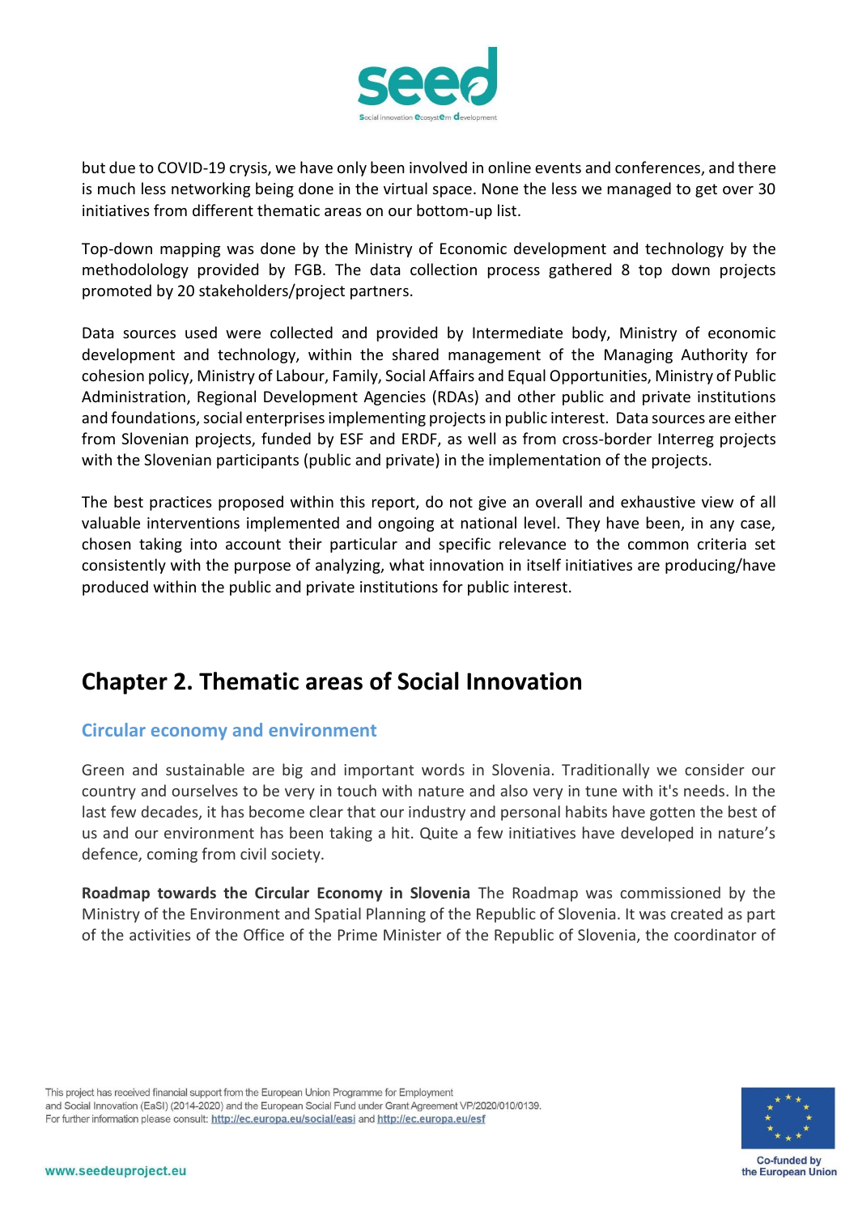but due to COVID-19 crysis, we have only been involved in online events and conferences, and there is much less networking being done in the virtual space. None the less we managed to get over 30 initiatives from different thematic areas on our bottom-up list.

Top-down mapping was done by the Ministry of Economic development and technology by the methodolology provided by FGB. The data collection process gathered 8 top down projects promoted by 20 stakeholders/project partners.

Data sources used were collected and provided by Intermediate body, Ministry of economic development and technology, within the shared management of the Managing Authority for cohesion policy, Ministry of Labour, Family, Social Affairs and Equal Opportunities, Ministry of Public Administration, Regional Development Agencies (RDAs) and other public and private institutions and foundations, social enterprises implementing projects in public interest. Data sources are either from Slovenian projects, funded by ESF and ERDF, as well as from cross-border Interreg projects with the Slovenian participants (public and private) in the implementation of the projects.

The best practices proposed within this report, do not give an overall and exhaustive view of all valuable interventions implemented and ongoing at national level. They have been, in any case, chosen taking into account their particular and specific relevance to the common criteria set consistently with the purpose of analyzing, what innovation in itself initiatives are producing/have produced within the public and private institutions for public interest.

# Chapter 2. Thematic areas of Social Innovation

## Circular economy and environment

Green and sustainable are big and important words in Slovenia. Traditionally we consider our country and ourselves to be very in touch with nature and also very in tune with it's needs. In the last few decades, it has become clear that our industry and personal habits have gotten the best of us and our environment has been taking a hit. Quite a few initiatives have developed in nature's defence, coming from civil society.

**Roadmap towards the Circular Economy in Slovenia** The Roadmap was commissioned by the Ministry of the Environment and Spatial Planning of the Republic of Slovenia. It was created as part of the activities of the Office of the Prime Minister of the Republic of Slovenia, the coordinator of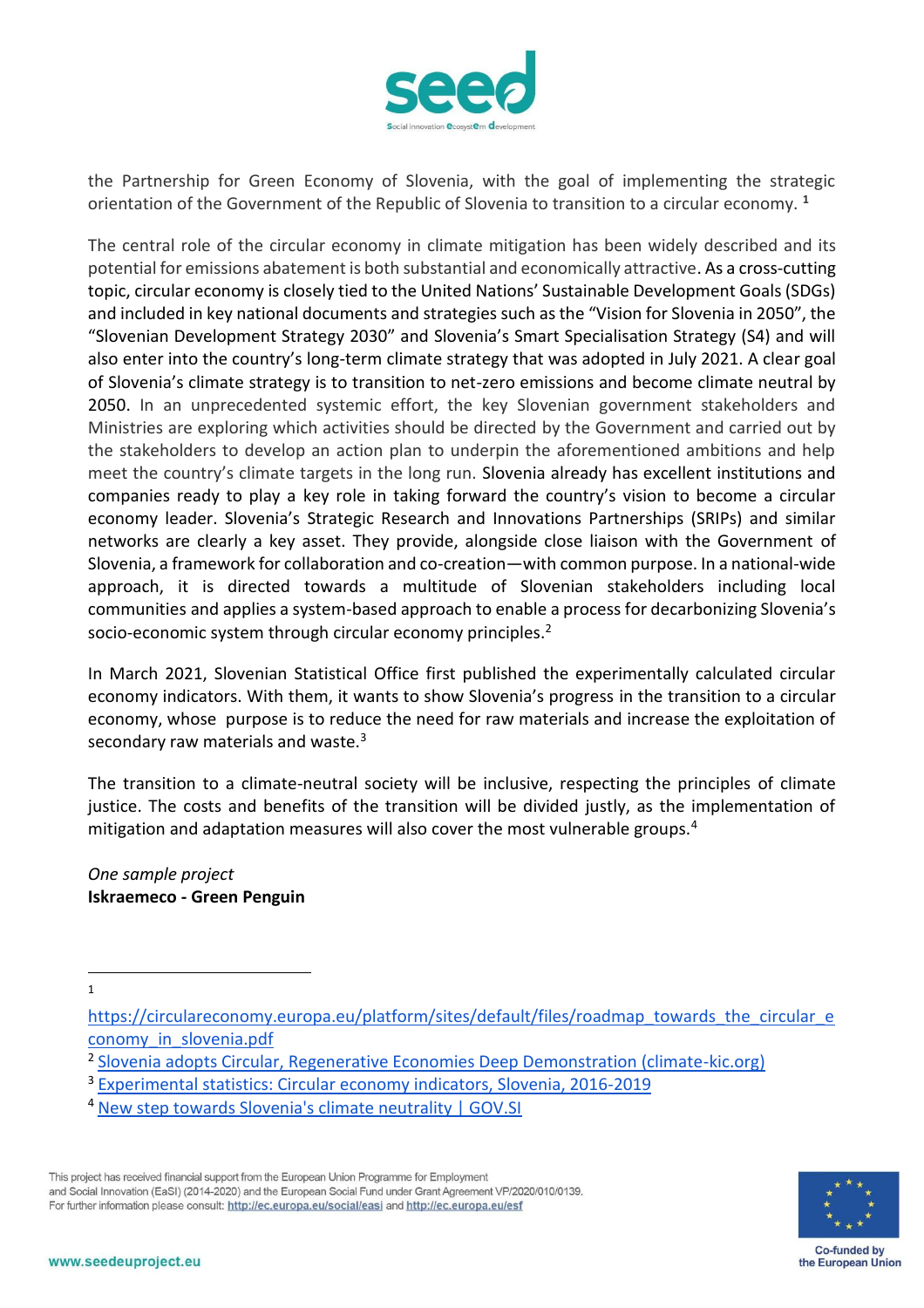the Partnership for Green Economy of Slovenia, with the goal of implementing the strategic orientation of the Government of the Republic of Slovenia to transition to a circular economy. [1]

The central role of the circular economy in climate mitigation has been widely described and its potential for emissions abatement is both substantial and economically attractive. As a cross-cutting topic, circular economy is closely tied to the United Nations' Sustainable Development Goals (SDGs) and included in key national documents and strategies such as the "Vision for Slovenia in 2050", the "Slovenian Development Strategy 2030" and Slovenia's Smart Specialisation Strategy (S4) and will also enter into the country's long-term climate strategy that was adopted in July 2021. A clear goal of Slovenia's climate strategy is to transition to net-zero emissions and become climate neutral by 2050. In an unprecedented systemic effort, the key Slovenian government stakeholders and Ministries are exploring which activities should be directed by the Government and carried out by the stakeholders to develop an action plan to underpin the aforementioned ambitions and help meet the country's climate targets in the long run. Slovenia already has excellent institutions and companies ready to play a key role in taking forward the country's vision to become a circular economy leader. Slovenia's Strategic Research and Innovations Partnerships (SRIPs) and similar networks are clearly a key asset. They provide, alongside close liaison with the Government of Slovenia, a framework for collaboration and co-creation—with common purpose. In a national-wide approach, it is directed towards a multitude of Slovenian stakeholders including local communities and applies a system-based approach to enable a process for decarbonizing Slovenia's socio-economic system through circular economy principles.[2]

In March 2021, Slovenian Statistical Office first published the experimentally calculated circular economy indicators. With them, it wants to show Slovenia's progress in the transition to a circular economy, whose purpose is to reduce the need for raw materials and increase the exploitation of secondary raw materials and waste.[3]

The transition to a climate-neutral society will be inclusive, respecting the principles of climate justice. The costs and benefits of the transition will be divided justly, as the implementation of mitigation and adaptation measures will also cover the most vulnerable groups.[4]

*One sample project*

**Iskraemeco - Green Penguin**

---

[1] https://circulareconomy.europa.eu/platform/sites/default/files/roadmap_towards_the_circular_economy_in_slovenia.pdf

[2] Slovenia adopts Circular, Regenerative Economies Deep Demonstration (climate-kic.org)

[3] Experimental statistics: Circular economy indicators, Slovenia, 2016-2019

[4] New step towards Slovenia's climate neutrality | GOV.SI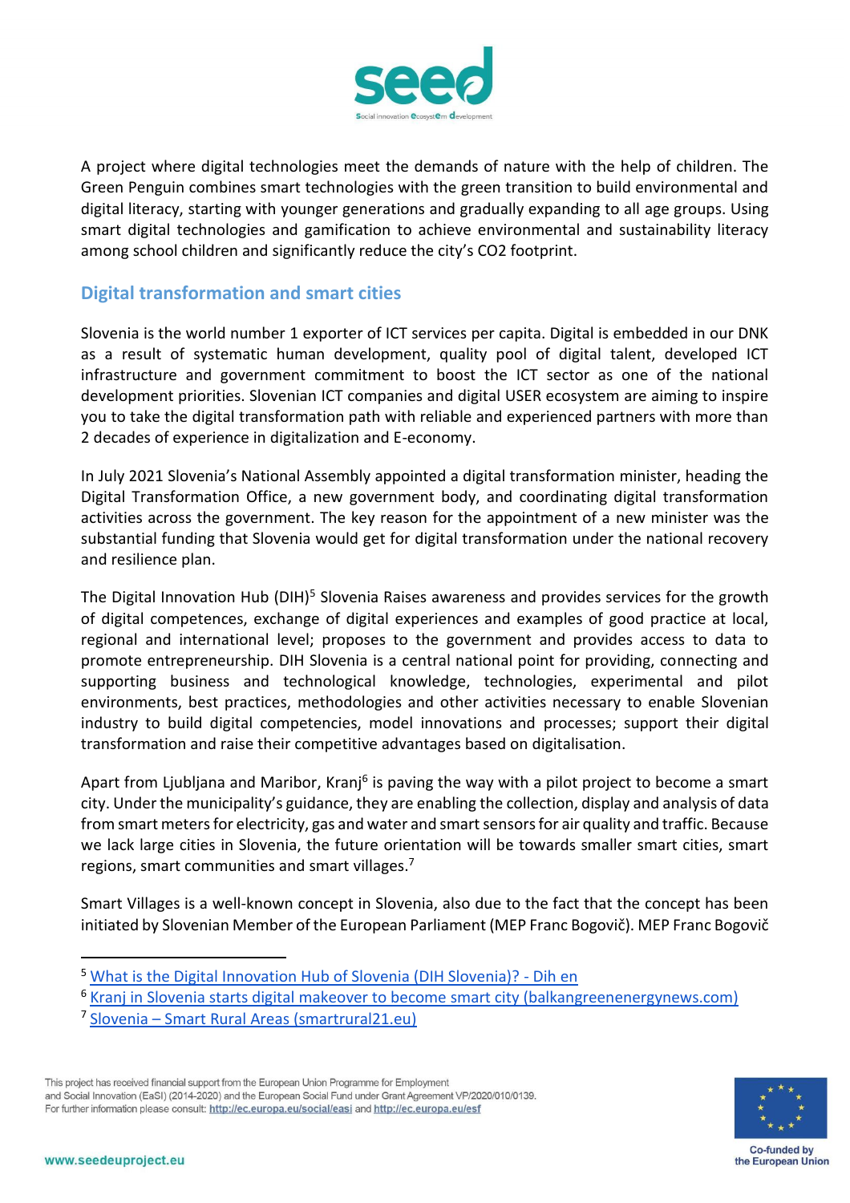A project where digital technologies meet the demands of nature with the help of children. The Green Penguin combines smart technologies with the green transition to build environmental and digital literacy, starting with younger generations and gradually expanding to all age groups. Using smart digital technologies and gamification to achieve environmental and sustainability literacy among school children and significantly reduce the city's CO2 footprint.

## Digital transformation and smart cities

Slovenia is the world number 1 exporter of ICT services per capita. Digital is embedded in our DNK as a result of systematic human development, quality pool of digital talent, developed ICT infrastructure and government commitment to boost the ICT sector as one of the national development priorities. Slovenian ICT companies and digital USER ecosystem are aiming to inspire you to take the digital transformation path with reliable and experienced partners with more than 2 decades of experience in digitalization and E-economy.

In July 2021 Slovenia's National Assembly appointed a digital transformation minister, heading the Digital Transformation Office, a new government body, and coordinating digital transformation activities across the government. The key reason for the appointment of a new minister was the substantial funding that Slovenia would get for digital transformation under the national recovery and resilience plan.

The Digital Innovation Hub (DIH)[5] Slovenia Raises awareness and provides services for the growth of digital competences, exchange of digital experiences and examples of good practice at local, regional and international level; proposes to the government and provides access to data to promote entrepreneurship. DIH Slovenia is a central national point for providing, connecting and supporting business and technological knowledge, technologies, experimental and pilot environments, best practices, methodologies and other activities necessary to enable Slovenian industry to build digital competencies, model innovations and processes; support their digital transformation and raise their competitive advantages based on digitalisation.

Apart from Ljubljana and Maribor, Kranj[6] is paving the way with a pilot project to become a smart city. Under the municipality's guidance, they are enabling the collection, display and analysis of data from smart meters for electricity, gas and water and smart sensors for air quality and traffic. Because we lack large cities in Slovenia, the future orientation will be towards smaller smart cities, smart regions, smart communities and smart villages.[7]

Smart Villages is a well-known concept in Slovenia, also due to the fact that the concept has been initiated by Slovenian Member of the European Parliament (MEP Franc Bogovič). MEP Franc Bogovič

---

[5] What is the Digital Innovation Hub of Slovenia (DIH Slovenia)? - Dih en

[6] Kranj in Slovenia starts digital makeover to become smart city (balkangreenenergynews.com)

[7] Slovenia – Smart Rural Areas (smartrural21.eu)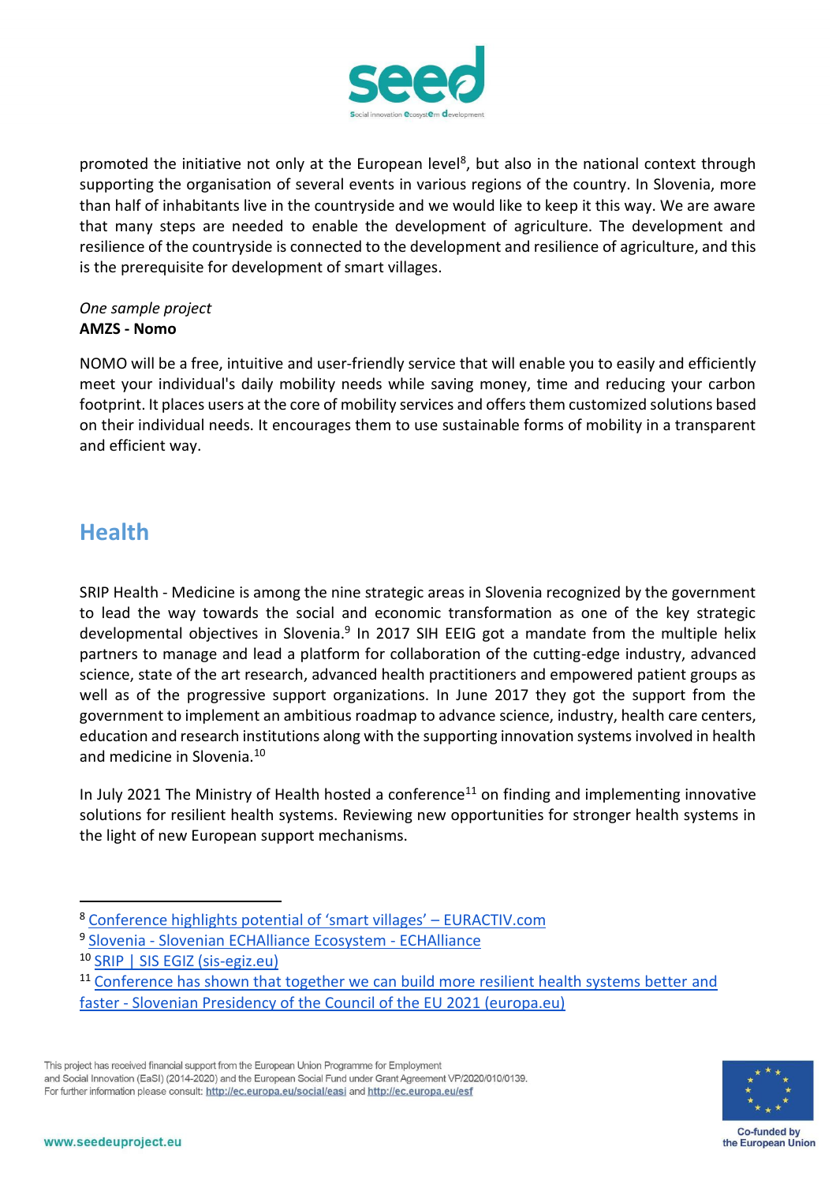promoted the initiative not only at the European level[8], but also in the national context through supporting the organisation of several events in various regions of the country. In Slovenia, more than half of inhabitants live in the countryside and we would like to keep it this way. We are aware that many steps are needed to enable the development of agriculture. The development and resilience of the countryside is connected to the development and resilience of agriculture, and this is the prerequisite for development of smart villages.

*One sample project*
**AMZS - Nomo**

NOMO will be a free, intuitive and user-friendly service that will enable you to easily and efficiently meet your individual's daily mobility needs while saving money, time and reducing your carbon footprint. It places users at the core of mobility services and offers them customized solutions based on their individual needs. It encourages them to use sustainable forms of mobility in a transparent and efficient way.

## Health

SRIP Health - Medicine is among the nine strategic areas in Slovenia recognized by the government to lead the way towards the social and economic transformation as one of the key strategic developmental objectives in Slovenia.[9] In 2017 SIH EEIG got a mandate from the multiple helix partners to manage and lead a platform for collaboration of the cutting-edge industry, advanced science, state of the art research, advanced health practitioners and empowered patient groups as well as of the progressive support organizations. In June 2017 they got the support from the government to implement an ambitious roadmap to advance science, industry, health care centers, education and research institutions along with the supporting innovation systems involved in health and medicine in Slovenia.[10]

In July 2021 The Ministry of Health hosted a conference[11] on finding and implementing innovative solutions for resilient health systems. Reviewing new opportunities for stronger health systems in the light of new European support mechanisms.

---

[8] Conference highlights potential of 'smart villages' – EURACTIV.com

[9] Slovenia - Slovenian ECHAlliance Ecosystem - ECHAlliance

[10] SRIP | SIS EGIZ (sis-egiz.eu)

[11] Conference has shown that together we can build more resilient health systems better and faster - Slovenian Presidency of the Council of the EU 2021 (europa.eu)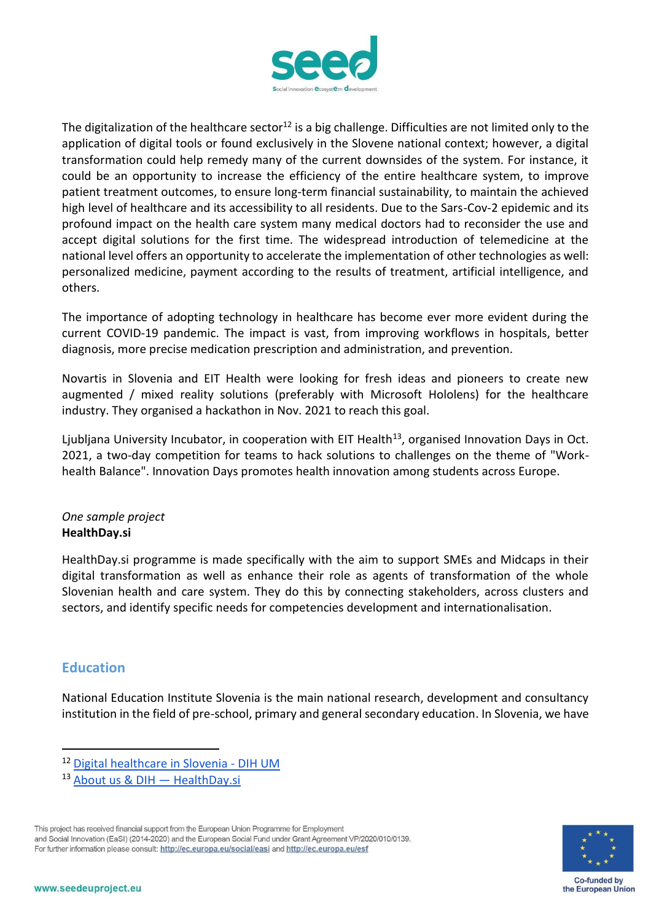The digitalization of the healthcare sector[12] is a big challenge. Difficulties are not limited only to the application of digital tools or found exclusively in the Slovene national context; however, a digital transformation could help remedy many of the current downsides of the system. For instance, it could be an opportunity to increase the efficiency of the entire healthcare system, to improve patient treatment outcomes, to ensure long-term financial sustainability, to maintain the achieved high level of healthcare and its accessibility to all residents. Due to the Sars-Cov-2 epidemic and its profound impact on the health care system many medical doctors had to reconsider the use and accept digital solutions for the first time. The widespread introduction of telemedicine at the national level offers an opportunity to accelerate the implementation of other technologies as well: personalized medicine, payment according to the results of treatment, artificial intelligence, and others.

The importance of adopting technology in healthcare has become ever more evident during the current COVID-19 pandemic. The impact is vast, from improving workflows in hospitals, better diagnosis, more precise medication prescription and administration, and prevention.

Novartis in Slovenia and EIT Health were looking for fresh ideas and pioneers to create new augmented / mixed reality solutions (preferably with Microsoft Hololens) for the healthcare industry. They organised a hackathon in Nov. 2021 to reach this goal.

Ljubljana University Incubator, in cooperation with EIT Health[13], organised Innovation Days in Oct. 2021, a two-day competition for teams to hack solutions to challenges on the theme of "Work-health Balance". Innovation Days promotes health innovation among students across Europe.

*One sample project*
**HealthDay.si**

HealthDay.si programme is made specifically with the aim to support SMEs and Midcaps in their digital transformation as well as enhance their role as agents of transformation of the whole Slovenian health and care system. They do this by connecting stakeholders, across clusters and sectors, and identify specific needs for competencies development and internationalisation.

## Education

National Education Institute Slovenia is the main national research, development and consultancy institution in the field of pre-school, primary and general secondary education. In Slovenia, we have

[12] Digital healthcare in Slovenia - DIH UM
[13] About us & DIH — HealthDay.si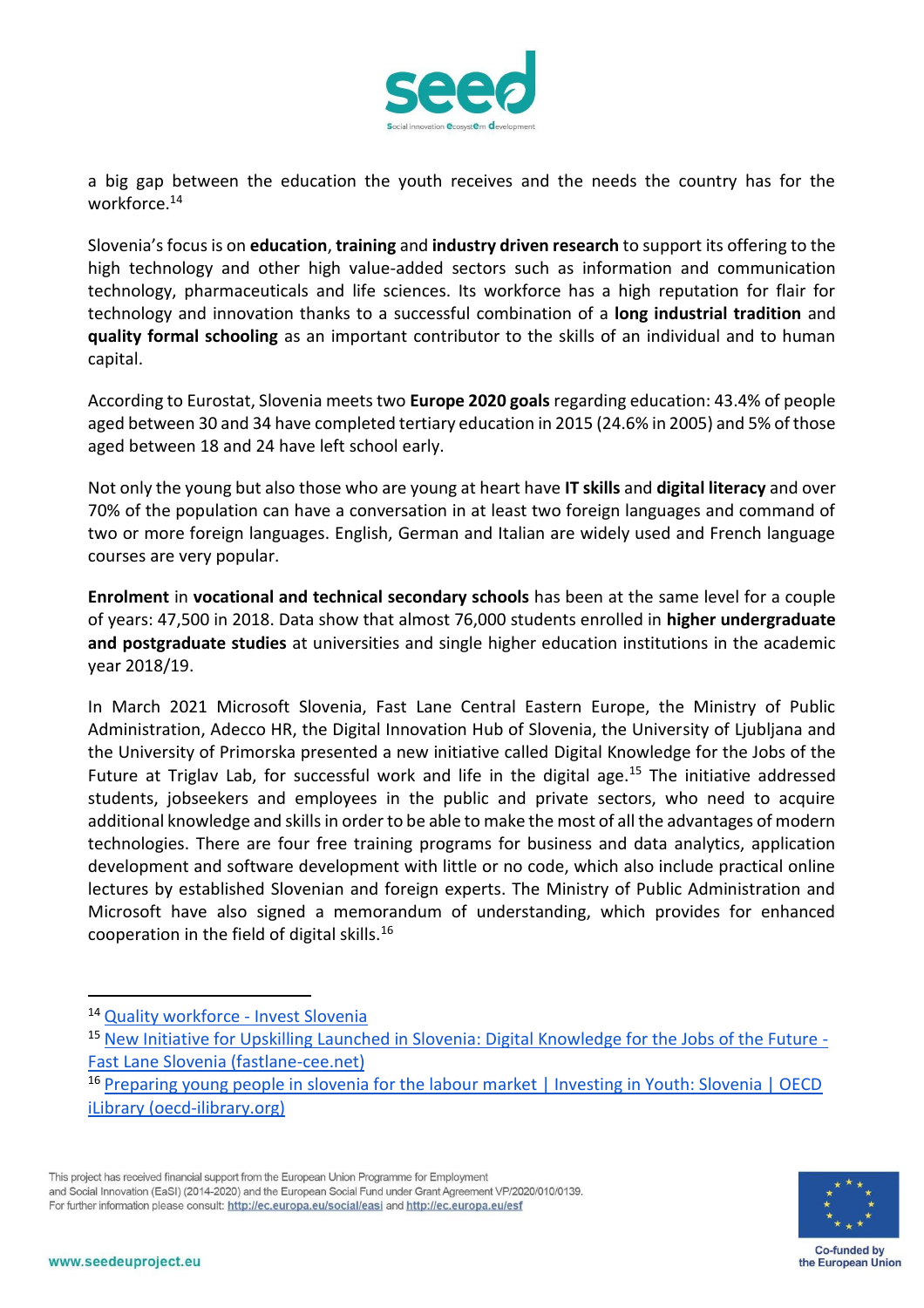a big gap between the education the youth receives and the needs the country has for the workforce.[14]

Slovenia's focus is on **education**, **training** and **industry driven research** to support its offering to the high technology and other high value-added sectors such as information and communication technology, pharmaceuticals and life sciences. Its workforce has a high reputation for flair for technology and innovation thanks to a successful combination of a **long industrial tradition** and **quality formal schooling** as an important contributor to the skills of an individual and to human capital.

According to Eurostat, Slovenia meets two **Europe 2020 goals** regarding education: 43.4% of people aged between 30 and 34 have completed tertiary education in 2015 (24.6% in 2005) and 5% of those aged between 18 and 24 have left school early.

Not only the young but also those who are young at heart have **IT skills** and **digital literacy** and over 70% of the population can have a conversation in at least two foreign languages and command of two or more foreign languages. English, German and Italian are widely used and French language courses are very popular.

**Enrolment** in **vocational and technical secondary schools** has been at the same level for a couple of years: 47,500 in 2018. Data show that almost 76,000 students enrolled in **higher undergraduate and postgraduate studies** at universities and single higher education institutions in the academic year 2018/19.

In March 2021 Microsoft Slovenia, Fast Lane Central Eastern Europe, the Ministry of Public Administration, Adecco HR, the Digital Innovation Hub of Slovenia, the University of Ljubljana and the University of Primorska presented a new initiative called Digital Knowledge for the Jobs of the Future at Triglav Lab, for successful work and life in the digital age.[15] The initiative addressed students, jobseekers and employees in the public and private sectors, who need to acquire additional knowledge and skills in order to be able to make the most of all the advantages of modern technologies. There are four free training programs for business and data analytics, application development and software development with little or no code, which also include practical online lectures by established Slovenian and foreign experts. The Ministry of Public Administration and Microsoft have also signed a memorandum of understanding, which provides for enhanced cooperation in the field of digital skills.[16]

---

[14] Quality workforce - Invest Slovenia

[15] New Initiative for Upskilling Launched in Slovenia: Digital Knowledge for the Jobs of the Future - Fast Lane Slovenia (fastlane-cee.net)

[16] Preparing young people in slovenia for the labour market | Investing in Youth: Slovenia | OECD iLibrary (oecd-ilibrary.org)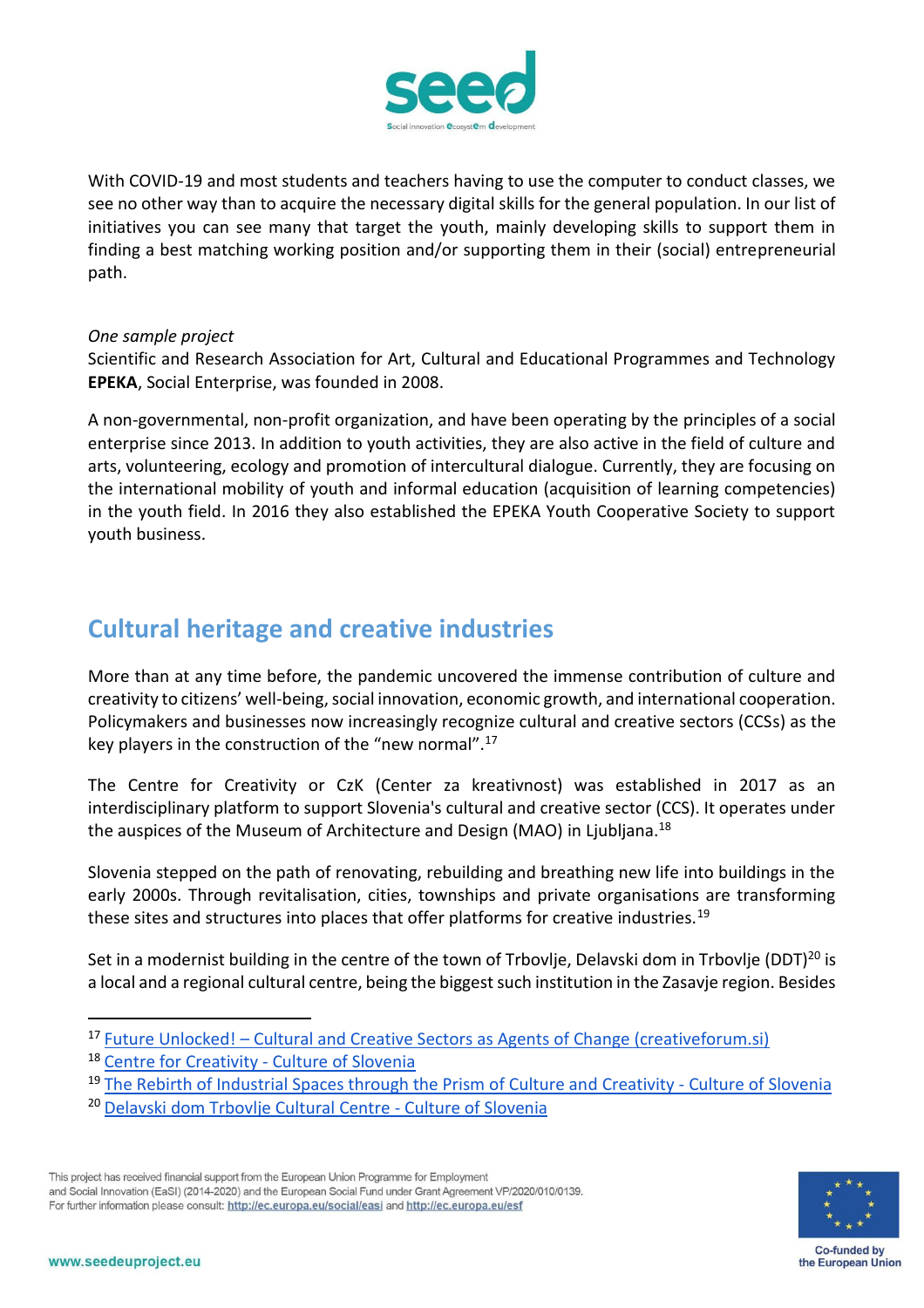With COVID-19 and most students and teachers having to use the computer to conduct classes, we see no other way than to acquire the necessary digital skills for the general population. In our list of initiatives you can see many that target the youth, mainly developing skills to support them in finding a best matching working position and/or supporting them in their (social) entrepreneurial path.

*One sample project*
Scientific and Research Association for Art, Cultural and Educational Programmes and Technology **EPEKA**, Social Enterprise, was founded in 2008.

A non-governmental, non-profit organization, and have been operating by the principles of a social enterprise since 2013. In addition to youth activities, they are also active in the field of culture and arts, volunteering, ecology and promotion of intercultural dialogue. Currently, they are focusing on the international mobility of youth and informal education (acquisition of learning competencies) in the youth field. In 2016 they also established the EPEKA Youth Cooperative Society to support youth business.

## Cultural heritage and creative industries

More than at any time before, the pandemic uncovered the immense contribution of culture and creativity to citizens' well-being, social innovation, economic growth, and international cooperation. Policymakers and businesses now increasingly recognize cultural and creative sectors (CCSs) as the key players in the construction of the "new normal".[17]

The Centre for Creativity or CzK (Center za kreativnost) was established in 2017 as an interdisciplinary platform to support Slovenia's cultural and creative sector (CCS). It operates under the auspices of the Museum of Architecture and Design (MAO) in Ljubljana.[18]

Slovenia stepped on the path of renovating, rebuilding and breathing new life into buildings in the early 2000s. Through revitalisation, cities, townships and private organisations are transforming these sites and structures into places that offer platforms for creative industries.[19]

Set in a modernist building in the centre of the town of Trbovlje, Delavski dom in Trbovlje (DDT)[20] is a local and a regional cultural centre, being the biggest such institution in the Zasavje region. Besides

---

[17] Future Unlocked! – Cultural and Creative Sectors as Agents of Change (creativeforum.si)
[18] Centre for Creativity - Culture of Slovenia
[19] The Rebirth of Industrial Spaces through the Prism of Culture and Creativity - Culture of Slovenia
[20] Delavski dom Trbovlje Cultural Centre - Culture of Slovenia

This project has received financial support from the European Union Programme for Employment and Social Innovation (EaSI) (2014-2020) and the European Social Fund under Grant Agreement VP/2020/010/0139. For further information please consult: http://ec.europa.eu/social/easi and http://ec.europa.eu/esf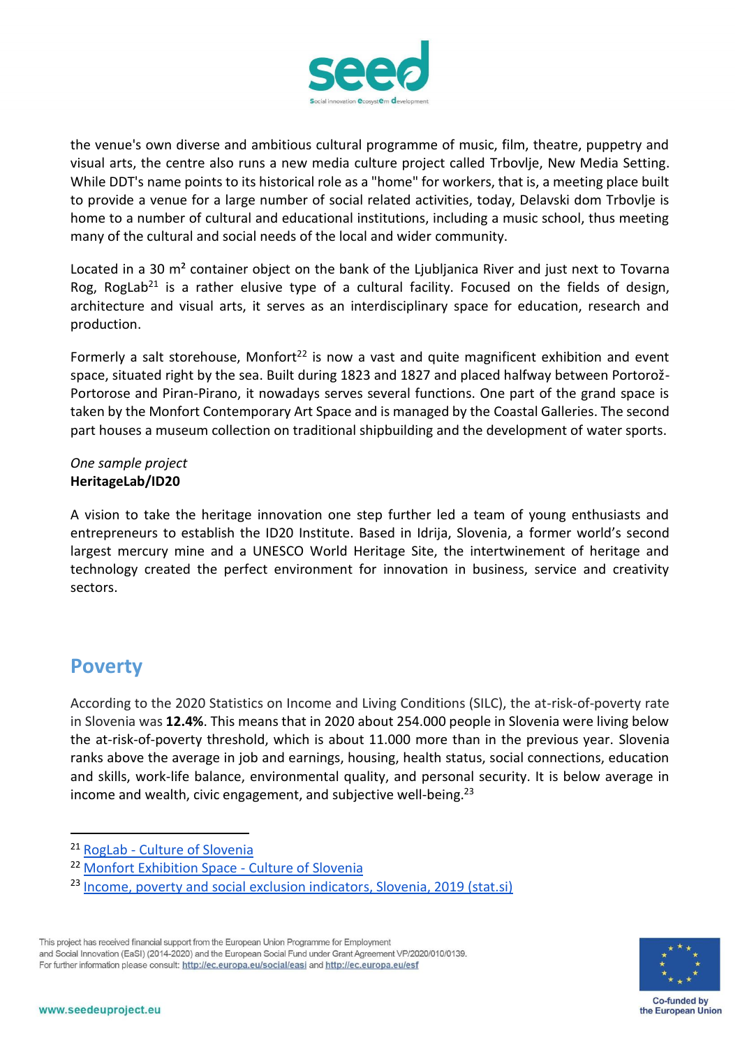the venue's own diverse and ambitious cultural programme of music, film, theatre, puppetry and visual arts, the centre also runs a new media culture project called Trbovlje, New Media Setting. While DDT's name points to its historical role as a "home" for workers, that is, a meeting place built to provide a venue for a large number of social related activities, today, Delavski dom Trbovlje is home to a number of cultural and educational institutions, including a music school, thus meeting many of the cultural and social needs of the local and wider community.

Located in a 30 m² container object on the bank of the Ljubljanica River and just next to Tovarna Rog, RogLab[21] is a rather elusive type of a cultural facility. Focused on the fields of design, architecture and visual arts, it serves as an interdisciplinary space for education, research and production.

Formerly a salt storehouse, Monfort[22] is now a vast and quite magnificent exhibition and event space, situated right by the sea. Built during 1823 and 1827 and placed halfway between Portorož-Portorose and Piran-Pirano, it nowadays serves several functions. One part of the grand space is taken by the Monfort Contemporary Art Space and is managed by the Coastal Galleries. The second part houses a museum collection on traditional shipbuilding and the development of water sports.

*One sample project*
**HeritageLab/ID20**

A vision to take the heritage innovation one step further led a team of young enthusiasts and entrepreneurs to establish the ID20 Institute. Based in Idrija, Slovenia, a former world's second largest mercury mine and a UNESCO World Heritage Site, the intertwinement of heritage and technology created the perfect environment for innovation in business, service and creativity sectors.

## Poverty

According to the 2020 Statistics on Income and Living Conditions (SILC), the at-risk-of-poverty rate in Slovenia was **12.4%**. This means that in 2020 about 254.000 people in Slovenia were living below the at-risk-of-poverty threshold, which is about 11.000 more than in the previous year. Slovenia ranks above the average in job and earnings, housing, health status, social connections, education and skills, work-life balance, environmental quality, and personal security. It is below average in income and wealth, civic engagement, and subjective well-being.[23]

---

[21] RogLab - Culture of Slovenia
[22] Monfort Exhibition Space - Culture of Slovenia
[23] Income, poverty and social exclusion indicators, Slovenia, 2019 (stat.si)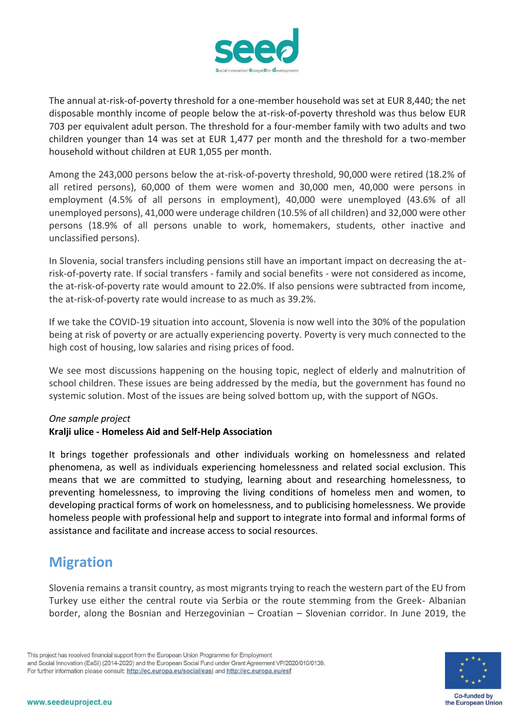The annual at-risk-of-poverty threshold for a one-member household was set at EUR 8,440; the net disposable monthly income of people below the at-risk-of-poverty threshold was thus below EUR 703 per equivalent adult person. The threshold for a four-member family with two adults and two children younger than 14 was set at EUR 1,477 per month and the threshold for a two-member household without children at EUR 1,055 per month.

Among the 243,000 persons below the at-risk-of-poverty threshold, 90,000 were retired (18.2% of all retired persons), 60,000 of them were women and 30,000 men, 40,000 were persons in employment (4.5% of all persons in employment), 40,000 were unemployed (43.6% of all unemployed persons), 41,000 were underage children (10.5% of all children) and 32,000 were other persons (18.9% of all persons unable to work, homemakers, students, other inactive and unclassified persons).

In Slovenia, social transfers including pensions still have an important impact on decreasing the at-risk-of-poverty rate. If social transfers - family and social benefits - were not considered as income, the at-risk-of-poverty rate would amount to 22.0%. If also pensions were subtracted from income, the at-risk-of-poverty rate would increase to as much as 39.2%.

If we take the COVID-19 situation into account, Slovenia is now well into the 30% of the population being at risk of poverty or are actually experiencing poverty. Poverty is very much connected to the high cost of housing, low salaries and rising prices of food.

We see most discussions happening on the housing topic, neglect of elderly and malnutrition of school children. These issues are being addressed by the media, but the government has found no systemic solution. Most of the issues are being solved bottom up, with the support of NGOs.

*One sample project*

**Kralji ulice - Homeless Aid and Self-Help Association**

It brings together professionals and other individuals working on homelessness and related phenomena, as well as individuals experiencing homelessness and related social exclusion. This means that we are committed to studying, learning about and researching homelessness, to preventing homelessness, to improving the living conditions of homeless men and women, to developing practical forms of work on homelessness, and to publicising homelessness. We provide homeless people with professional help and support to integrate into formal and informal forms of assistance and facilitate and increase access to social resources.

## Migration

Slovenia remains a transit country, as most migrants trying to reach the western part of the EU from Turkey use either the central route via Serbia or the route stemming from the Greek- Albanian border, along the Bosnian and Herzegovinian – Croatian – Slovenian corridor. In June 2019, the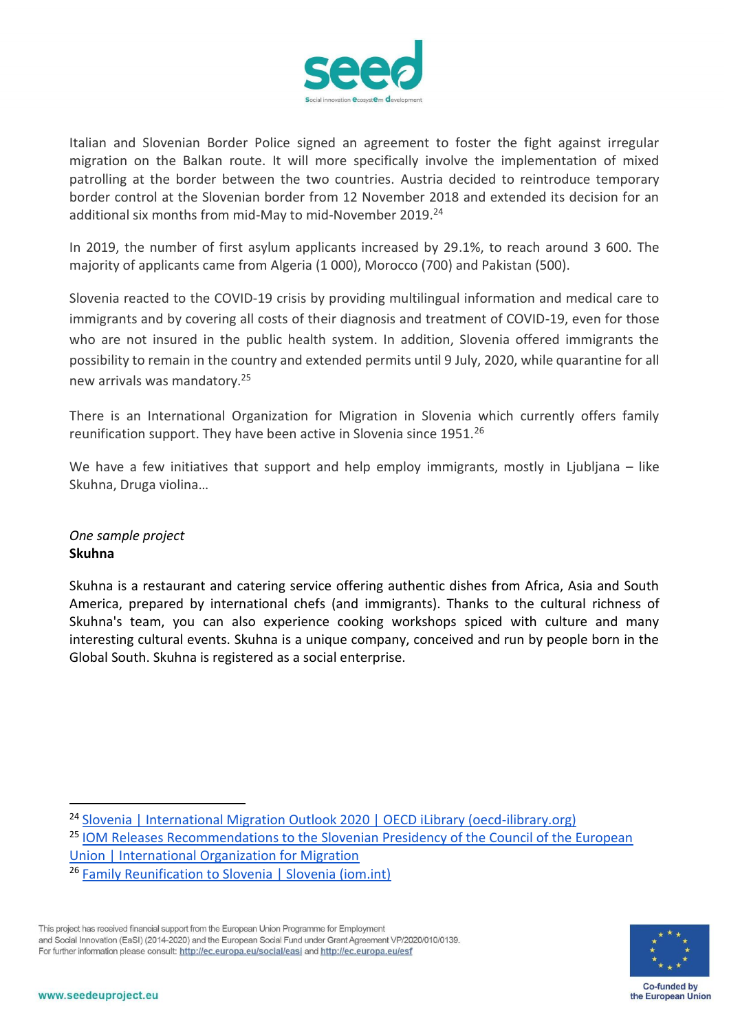Italian and Slovenian Border Police signed an agreement to foster the fight against irregular migration on the Balkan route. It will more specifically involve the implementation of mixed patrolling at the border between the two countries. Austria decided to reintroduce temporary border control at the Slovenian border from 12 November 2018 and extended its decision for an additional six months from mid-May to mid-November 2019.[24]

In 2019, the number of first asylum applicants increased by 29.1%, to reach around 3 600. The majority of applicants came from Algeria (1 000), Morocco (700) and Pakistan (500).

Slovenia reacted to the COVID-19 crisis by providing multilingual information and medical care to immigrants and by covering all costs of their diagnosis and treatment of COVID-19, even for those who are not insured in the public health system. In addition, Slovenia offered immigrants the possibility to remain in the country and extended permits until 9 July, 2020, while quarantine for all new arrivals was mandatory.[25]

There is an International Organization for Migration in Slovenia which currently offers family reunification support. They have been active in Slovenia since 1951.[26]

We have a few initiatives that support and help employ immigrants, mostly in Ljubljana – like Skuhna, Druga violina…

*One sample project*
**Skuhna**

Skuhna is a restaurant and catering service offering authentic dishes from Africa, Asia and South America, prepared by international chefs (and immigrants). Thanks to the cultural richness of Skuhna's team, you can also experience cooking workshops spiced with culture and many interesting cultural events. Skuhna is a unique company, conceived and run by people born in the Global South. Skuhna is registered as a social enterprise.

---

[24] Slovenia | International Migration Outlook 2020 | OECD iLibrary (oecd-ilibrary.org)

[25] IOM Releases Recommendations to the Slovenian Presidency of the Council of the European Union | International Organization for Migration

[26] Family Reunification to Slovenia | Slovenia (iom.int)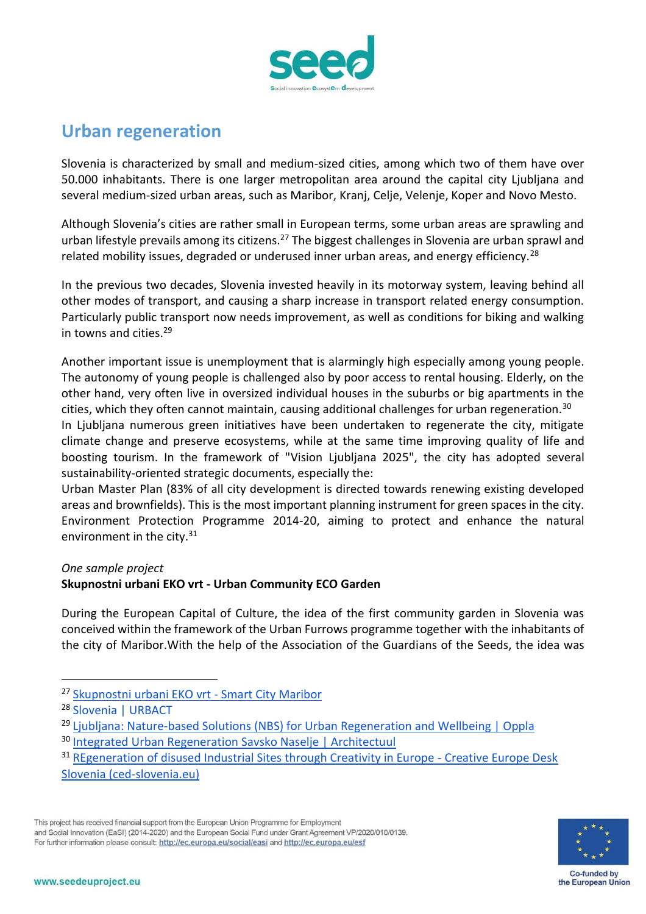## Urban regeneration

Slovenia is characterized by small and medium-sized cities, among which two of them have over 50.000 inhabitants. There is one larger metropolitan area around the capital city Ljubljana and several medium-sized urban areas, such as Maribor, Kranj, Celje, Velenje, Koper and Novo Mesto.

Although Slovenia's cities are rather small in European terms, some urban areas are sprawling and urban lifestyle prevails among its citizens.[27] The biggest challenges in Slovenia are urban sprawl and related mobility issues, degraded or underused inner urban areas, and energy efficiency.[28]

In the previous two decades, Slovenia invested heavily in its motorway system, leaving behind all other modes of transport, and causing a sharp increase in transport related energy consumption. Particularly public transport now needs improvement, as well as conditions for biking and walking in towns and cities.[29]

Another important issue is unemployment that is alarmingly high especially among young people. The autonomy of young people is challenged also by poor access to rental housing. Elderly, on the other hand, very often live in oversized individual houses in the suburbs or big apartments in the cities, which they often cannot maintain, causing additional challenges for urban regeneration.[30]

In Ljubljana numerous green initiatives have been undertaken to regenerate the city, mitigate climate change and preserve ecosystems, while at the same time improving quality of life and boosting tourism. In the framework of "Vision Ljubljana 2025", the city has adopted several sustainability-oriented strategic documents, especially the:

Urban Master Plan (83% of all city development is directed towards renewing existing developed areas and brownfields). This is the most important planning instrument for green spaces in the city.

Environment Protection Programme 2014-20, aiming to protect and enhance the natural environment in the city.[31]

*One sample project*

**Skupnostni urbani EKO vrt - Urban Community ECO Garden**

During the European Capital of Culture, the idea of the first community garden in Slovenia was conceived within the framework of the Urban Furrows programme together with the inhabitants of the city of Maribor.With the help of the Association of the Guardians of the Seeds, the idea was

---

[27] Skupnostni urbani EKO vrt - Smart City Maribor

[28] Slovenia | URBACT

[29] Ljubljana: Nature-based Solutions (NBS) for Urban Regeneration and Wellbeing | Oppla

[30] Integrated Urban Regeneration Savsko Naselje | Architectuul

[31] REgeneration of disused Industrial Sites through Creativity in Europe - Creative Europe Desk Slovenia (ced-slovenia.eu)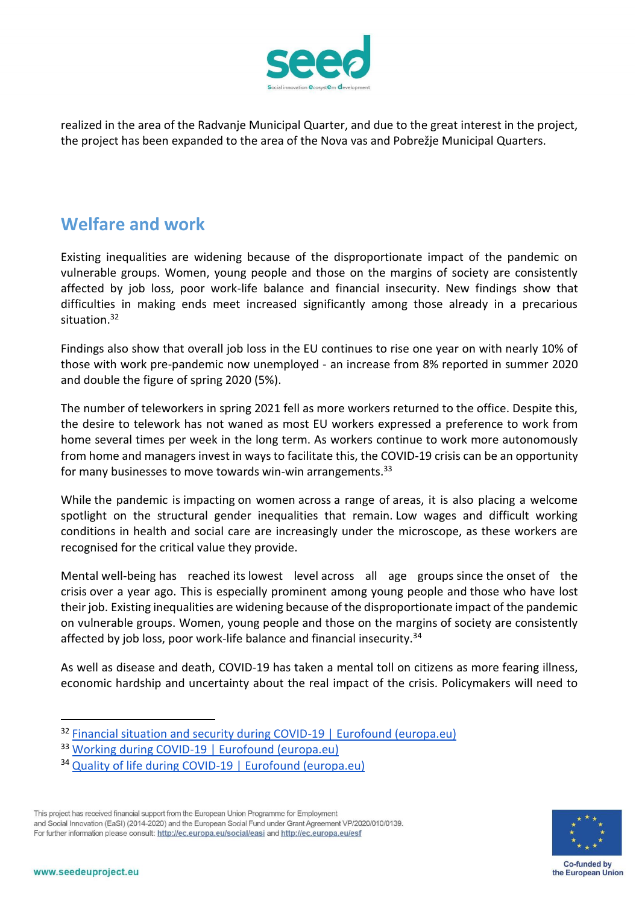realized in the area of the Radvanje Municipal Quarter, and due to the great interest in the project, the project has been expanded to the area of the Nova vas and Pobrežje Municipal Quarters.

## Welfare and work

Existing inequalities are widening because of the disproportionate impact of the pandemic on vulnerable groups. Women, young people and those on the margins of society are consistently affected by job loss, poor work-life balance and financial insecurity. New findings show that difficulties in making ends meet increased significantly among those already in a precarious situation.[32]

Findings also show that overall job loss in the EU continues to rise one year on with nearly 10% of those with work pre-pandemic now unemployed - an increase from 8% reported in summer 2020 and double the figure of spring 2020 (5%).

The number of teleworkers in spring 2021 fell as more workers returned to the office. Despite this, the desire to telework has not waned as most EU workers expressed a preference to work from home several times per week in the long term. As workers continue to work more autonomously from home and managers invest in ways to facilitate this, the COVID-19 crisis can be an opportunity for many businesses to move towards win-win arrangements.[33]

While the pandemic is impacting on women across a range of areas, it is also placing a welcome spotlight on the structural gender inequalities that remain. Low wages and difficult working conditions in health and social care are increasingly under the microscope, as these workers are recognised for the critical value they provide.

Mental well-being has reached its lowest level across all age groups since the onset of the crisis over a year ago. This is especially prominent among young people and those who have lost their job. Existing inequalities are widening because of the disproportionate impact of the pandemic on vulnerable groups. Women, young people and those on the margins of society are consistently affected by job loss, poor work-life balance and financial insecurity.[34]

As well as disease and death, COVID-19 has taken a mental toll on citizens as more fearing illness, economic hardship and uncertainty about the real impact of the crisis. Policymakers will need to

---

[32] Financial situation and security during COVID-19 | Eurofound (europa.eu)

[33] Working during COVID-19 | Eurofound (europa.eu)

[34] Quality of life during COVID-19 | Eurofound (europa.eu)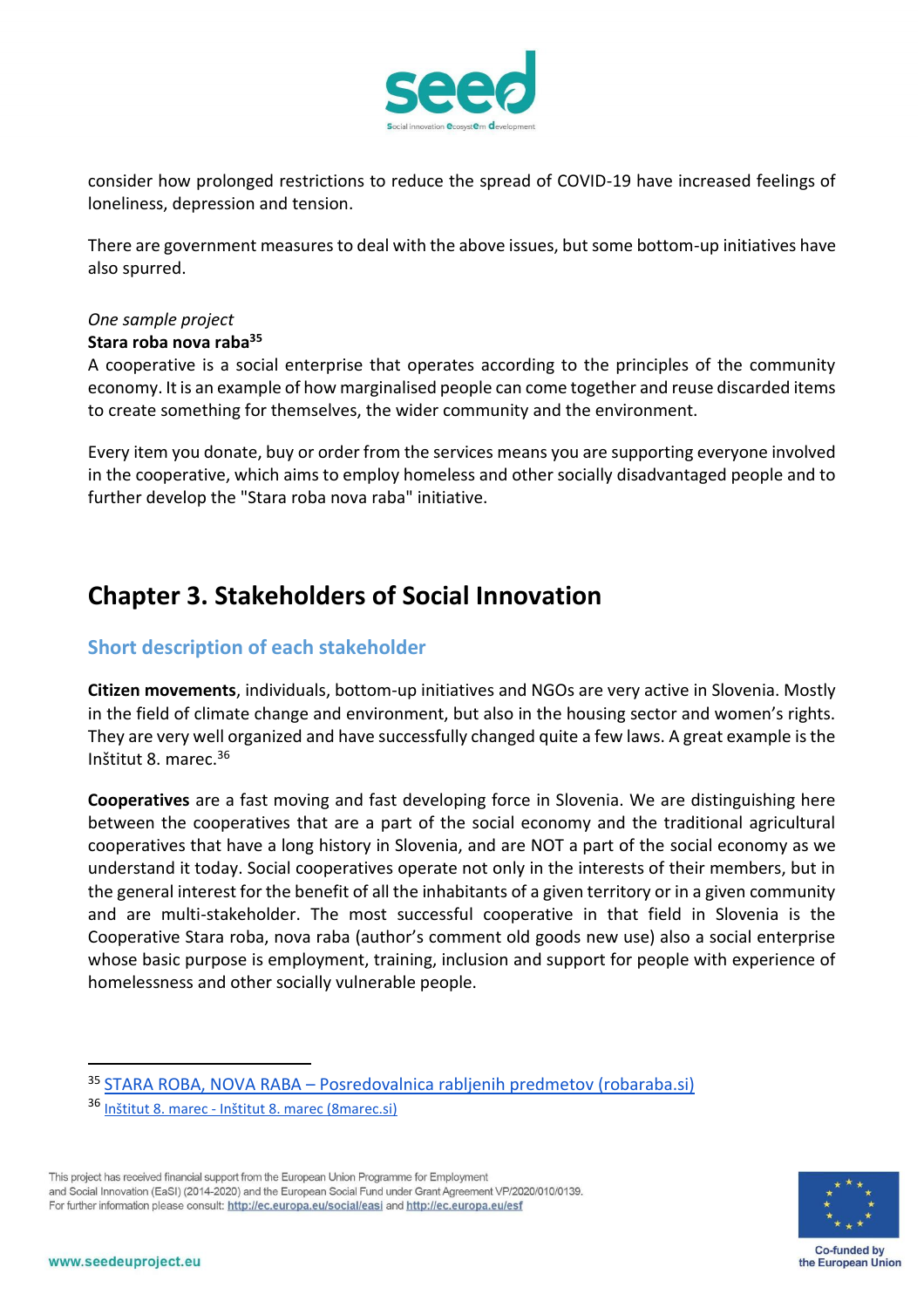consider how prolonged restrictions to reduce the spread of COVID-19 have increased feelings of loneliness, depression and tension.

There are government measures to deal with the above issues, but some bottom-up initiatives have also spurred.

*One sample project*

**Stara roba nova raba**[35]

A cooperative is a social enterprise that operates according to the principles of the community economy. It is an example of how marginalised people can come together and reuse discarded items to create something for themselves, the wider community and the environment.

Every item you donate, buy or order from the services means you are supporting everyone involved in the cooperative, which aims to employ homeless and other socially disadvantaged people and to further develop the "Stara roba nova raba" initiative.

# Chapter 3. Stakeholders of Social Innovation

## Short description of each stakeholder

**Citizen movements**, individuals, bottom-up initiatives and NGOs are very active in Slovenia. Mostly in the field of climate change and environment, but also in the housing sector and women's rights. They are very well organized and have successfully changed quite a few laws. A great example is the Inštitut 8. marec.[36]

**Cooperatives** are a fast moving and fast developing force in Slovenia. We are distinguishing here between the cooperatives that are a part of the social economy and the traditional agricultural cooperatives that have a long history in Slovenia, and are NOT a part of the social economy as we understand it today. Social cooperatives operate not only in the interests of their members, but in the general interest for the benefit of all the inhabitants of a given territory or in a given community and are multi-stakeholder. The most successful cooperative in that field in Slovenia is the Cooperative Stara roba, nova raba (author's comment old goods new use) also a social enterprise whose basic purpose is employment, training, inclusion and support for people with experience of homelessness and other socially vulnerable people.

---

[35] STARA ROBA, NOVA RABA – Posredovalnica rabljenih predmetov (robaraba.si)

[36] Inštitut 8. marec - Inštitut 8. marec (8marec.si)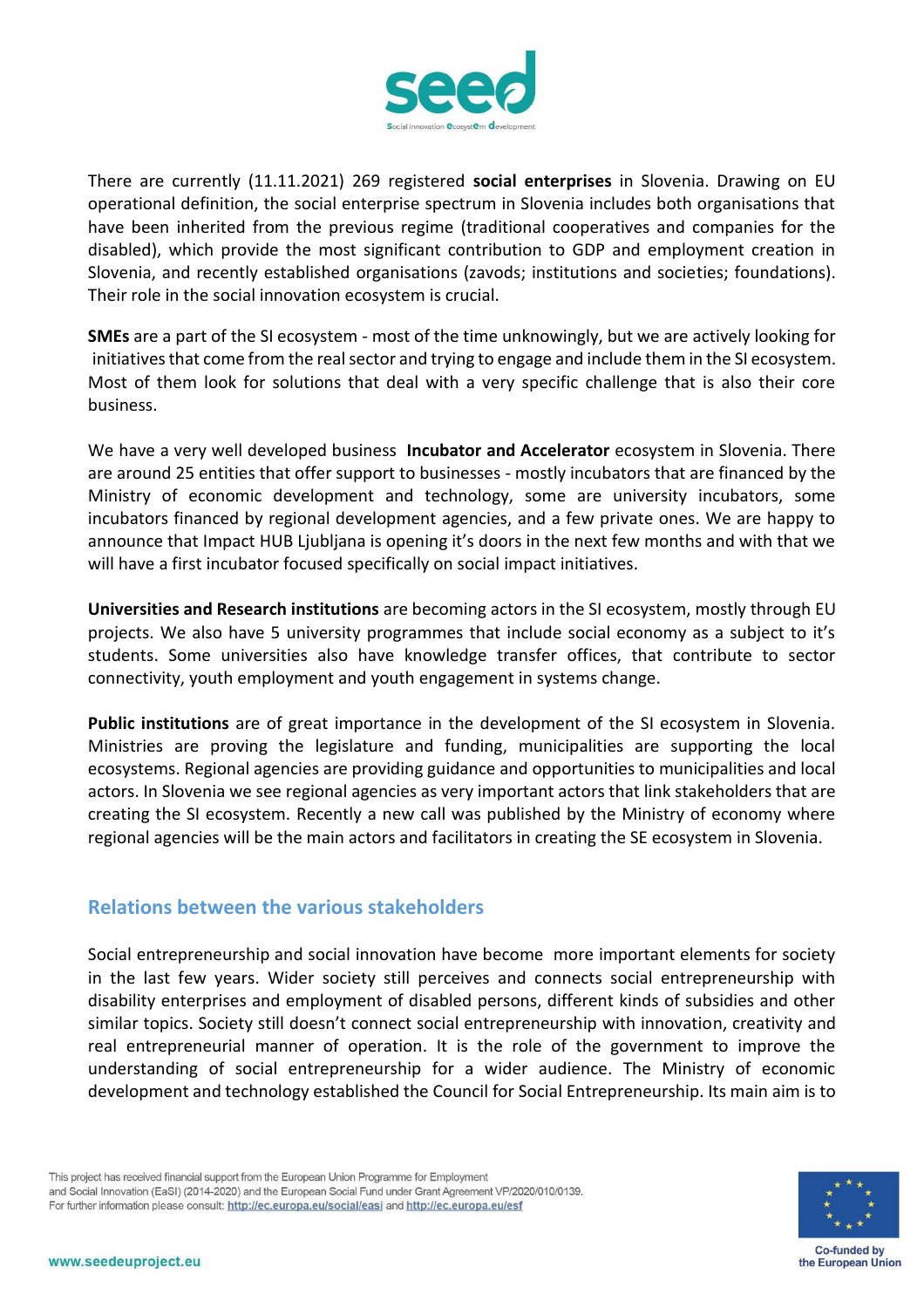There are currently (11.11.2021) 269 registered **social enterprises** in Slovenia. Drawing on EU operational definition, the social enterprise spectrum in Slovenia includes both organisations that have been inherited from the previous regime (traditional cooperatives and companies for the disabled), which provide the most significant contribution to GDP and employment creation in Slovenia, and recently established organisations (zavods; institutions and societies; foundations). Their role in the social innovation ecosystem is crucial.

**SMEs** are a part of the SI ecosystem - most of the time unknowingly, but we are actively looking for initiatives that come from the real sector and trying to engage and include them in the SI ecosystem. Most of them look for solutions that deal with a very specific challenge that is also their core business.

We have a very well developed business **Incubator and Accelerator** ecosystem in Slovenia. There are around 25 entities that offer support to businesses - mostly incubators that are financed by the Ministry of economic development and technology, some are university incubators, some incubators financed by regional development agencies, and a few private ones. We are happy to announce that Impact HUB Ljubljana is opening it's doors in the next few months and with that we will have a first incubator focused specifically on social impact initiatives.

**Universities and Research institutions** are becoming actors in the SI ecosystem, mostly through EU projects. We also have 5 university programmes that include social economy as a subject to it's students. Some universities also have knowledge transfer offices, that contribute to sector connectivity, youth employment and youth engagement in systems change.

**Public institutions** are of great importance in the development of the SI ecosystem in Slovenia. Ministries are proving the legislature and funding, municipalities are supporting the local ecosystems. Regional agencies are providing guidance and opportunities to municipalities and local actors. In Slovenia we see regional agencies as very important actors that link stakeholders that are creating the SI ecosystem. Recently a new call was published by the Ministry of economy where regional agencies will be the main actors and facilitators in creating the SE ecosystem in Slovenia.

## Relations between the various stakeholders

Social entrepreneurship and social innovation have become more important elements for society in the last few years. Wider society still perceives and connects social entrepreneurship with disability enterprises and employment of disabled persons, different kinds of subsidies and other similar topics. Society still doesn't connect social entrepreneurship with innovation, creativity and real entrepreneurial manner of operation. It is the role of the government to improve the understanding of social entrepreneurship for a wider audience. The Ministry of economic development and technology established the Council for Social Entrepreneurship. Its main aim is to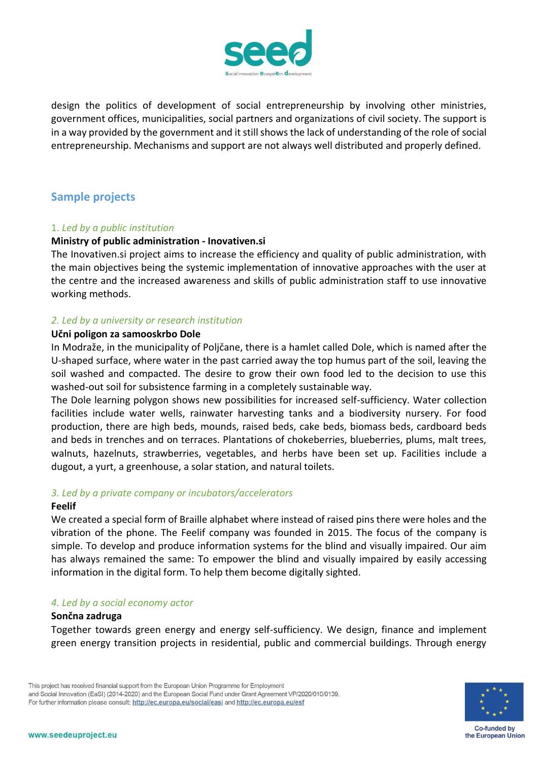design the politics of development of social entrepreneurship by involving other ministries, government offices, municipalities, social partners and organizations of civil society. The support is in a way provided by the government and it still shows the lack of understanding of the role of social entrepreneurship. Mechanisms and support are not always well distributed and properly defined.

## Sample projects

### 1. *Led by a public institution*

**Ministry of public administration - Inovativen.si**

The Inovativen.si project aims to increase the efficiency and quality of public administration, with the main objectives being the systemic implementation of innovative approaches with the user at the centre and the increased awareness and skills of public administration staff to use innovative working methods.

### *2. Led by a university or research institution*

**Učni poligon za samooskrbo Dole**

In Modraže, in the municipality of Poljčane, there is a hamlet called Dole, which is named after the U-shaped surface, where water in the past carried away the top humus part of the soil, leaving the soil washed and compacted. The desire to grow their own food led to the decision to use this washed-out soil for subsistence farming in a completely sustainable way.

The Dole learning polygon shows new possibilities for increased self-sufficiency. Water collection facilities include water wells, rainwater harvesting tanks and a biodiversity nursery. For food production, there are high beds, mounds, raised beds, cake beds, biomass beds, cardboard beds and beds in trenches and on terraces. Plantations of chokeberries, blueberries, plums, malt trees, walnuts, hazelnuts, strawberries, vegetables, and herbs have been set up. Facilities include a dugout, a yurt, a greenhouse, a solar station, and natural toilets.

### *3. Led by a private company or incubators/accelerators*

**Feelif**

We created a special form of Braille alphabet where instead of raised pins there were holes and the vibration of the phone. The Feelif company was founded in 2015. The focus of the company is simple. To develop and produce information systems for the blind and visually impaired. Our aim has always remained the same: To empower the blind and visually impaired by easily accessing information in the digital form. To help them become digitally sighted.

### *4. Led by a social economy actor*

**Sončna zadruga**

Together towards green energy and energy self-sufficiency. We design, finance and implement green energy transition projects in residential, public and commercial buildings. Through energy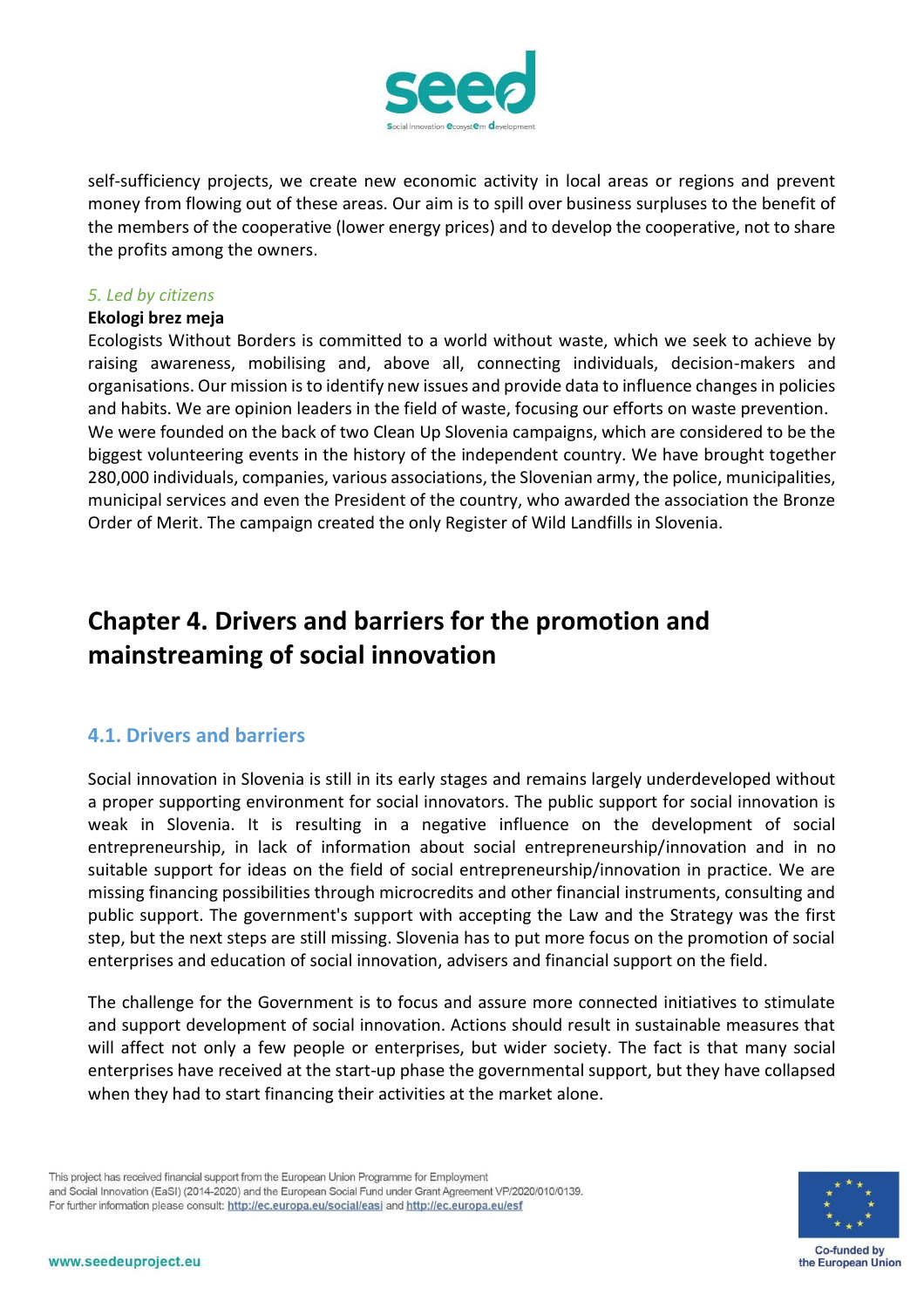self-sufficiency projects, we create new economic activity in local areas or regions and prevent money from flowing out of these areas. Our aim is to spill over business surpluses to the benefit of the members of the cooperative (lower energy prices) and to develop the cooperative, not to share the profits among the owners.

*5. Led by citizens*

**Ekologi brez meja**

Ecologists Without Borders is committed to a world without waste, which we seek to achieve by raising awareness, mobilising and, above all, connecting individuals, decision-makers and organisations. Our mission is to identify new issues and provide data to influence changes in policies and habits. We are opinion leaders in the field of waste, focusing our efforts on waste prevention. We were founded on the back of two Clean Up Slovenia campaigns, which are considered to be the biggest volunteering events in the history of the independent country. We have brought together 280,000 individuals, companies, various associations, the Slovenian army, the police, municipalities, municipal services and even the President of the country, who awarded the association the Bronze Order of Merit. The campaign created the only Register of Wild Landfills in Slovenia.

# Chapter 4. Drivers and barriers for the promotion and mainstreaming of social innovation

## 4.1. Drivers and barriers

Social innovation in Slovenia is still in its early stages and remains largely underdeveloped without a proper supporting environment for social innovators. The public support for social innovation is weak in Slovenia. It is resulting in a negative influence on the development of social entrepreneurship, in lack of information about social entrepreneurship/innovation and in no suitable support for ideas on the field of social entrepreneurship/innovation in practice. We are missing financing possibilities through microcredits and other financial instruments, consulting and public support. The government's support with accepting the Law and the Strategy was the first step, but the next steps are still missing. Slovenia has to put more focus on the promotion of social enterprises and education of social innovation, advisers and financial support on the field.

The challenge for the Government is to focus and assure more connected initiatives to stimulate and support development of social innovation. Actions should result in sustainable measures that will affect not only a few people or enterprises, but wider society. The fact is that many social enterprises have received at the start-up phase the governmental support, but they have collapsed when they had to start financing their activities at the market alone.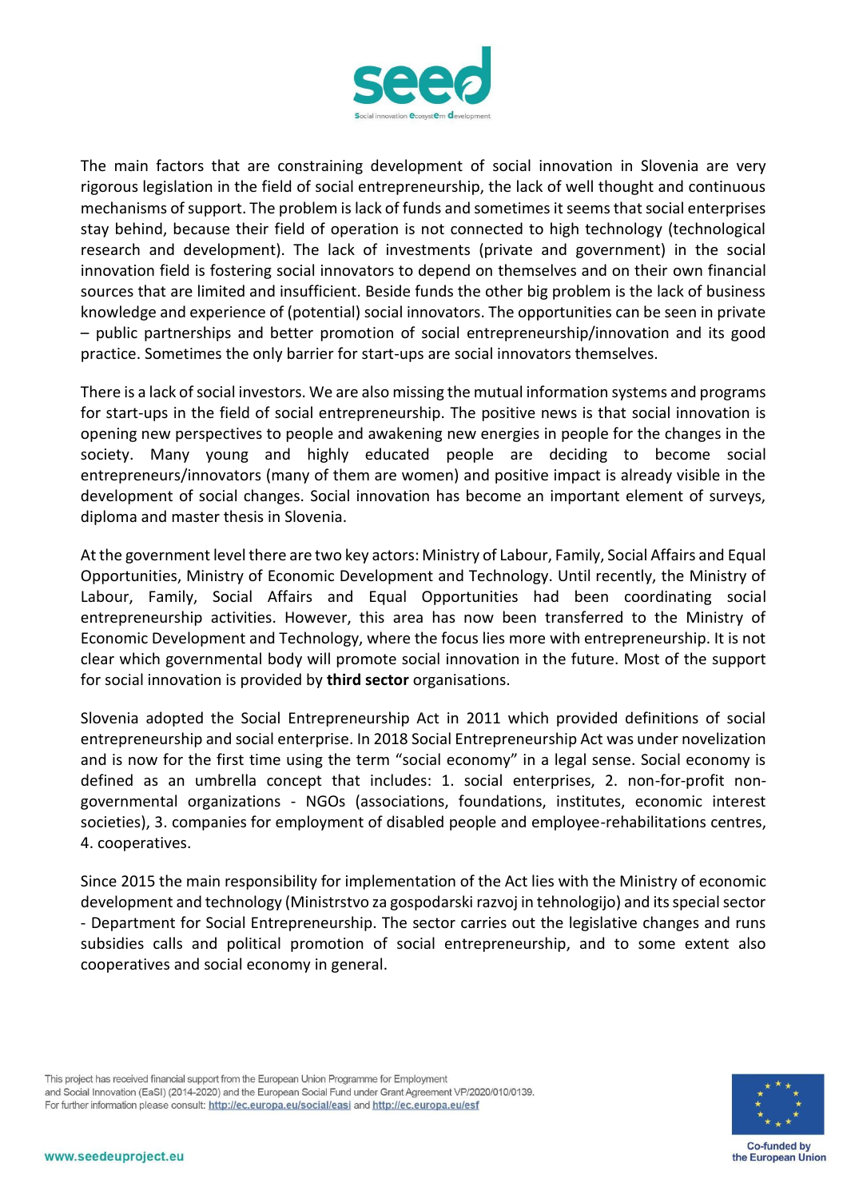The main factors that are constraining development of social innovation in Slovenia are very rigorous legislation in the field of social entrepreneurship, the lack of well thought and continuous mechanisms of support. The problem is lack of funds and sometimes it seems that social enterprises stay behind, because their field of operation is not connected to high technology (technological research and development). The lack of investments (private and government) in the social innovation field is fostering social innovators to depend on themselves and on their own financial sources that are limited and insufficient. Beside funds the other big problem is the lack of business knowledge and experience of (potential) social innovators. The opportunities can be seen in private – public partnerships and better promotion of social entrepreneurship/innovation and its good practice. Sometimes the only barrier for start-ups are social innovators themselves.

There is a lack of social investors. We are also missing the mutual information systems and programs for start-ups in the field of social entrepreneurship. The positive news is that social innovation is opening new perspectives to people and awakening new energies in people for the changes in the society. Many young and highly educated people are deciding to become social entrepreneurs/innovators (many of them are women) and positive impact is already visible in the development of social changes. Social innovation has become an important element of surveys, diploma and master thesis in Slovenia.

At the government level there are two key actors: Ministry of Labour, Family, Social Affairs and Equal Opportunities, Ministry of Economic Development and Technology. Until recently, the Ministry of Labour, Family, Social Affairs and Equal Opportunities had been coordinating social entrepreneurship activities. However, this area has now been transferred to the Ministry of Economic Development and Technology, where the focus lies more with entrepreneurship. It is not clear which governmental body will promote social innovation in the future. Most of the support for social innovation is provided by **third sector** organisations.

Slovenia adopted the Social Entrepreneurship Act in 2011 which provided definitions of social entrepreneurship and social enterprise. In 2018 Social Entrepreneurship Act was under novelization and is now for the first time using the term "social economy" in a legal sense. Social economy is defined as an umbrella concept that includes: 1. social enterprises, 2. non-for-profit non-governmental organizations - NGOs (associations, foundations, institutes, economic interest societies), 3. companies for employment of disabled people and employee-rehabilitations centres, 4. cooperatives.

Since 2015 the main responsibility for implementation of the Act lies with the Ministry of economic development and technology (Ministrstvo za gospodarski razvoj in tehnologijo) and its special sector - Department for Social Entrepreneurship. The sector carries out the legislative changes and runs subsidies calls and political promotion of social entrepreneurship, and to some extent also cooperatives and social economy in general.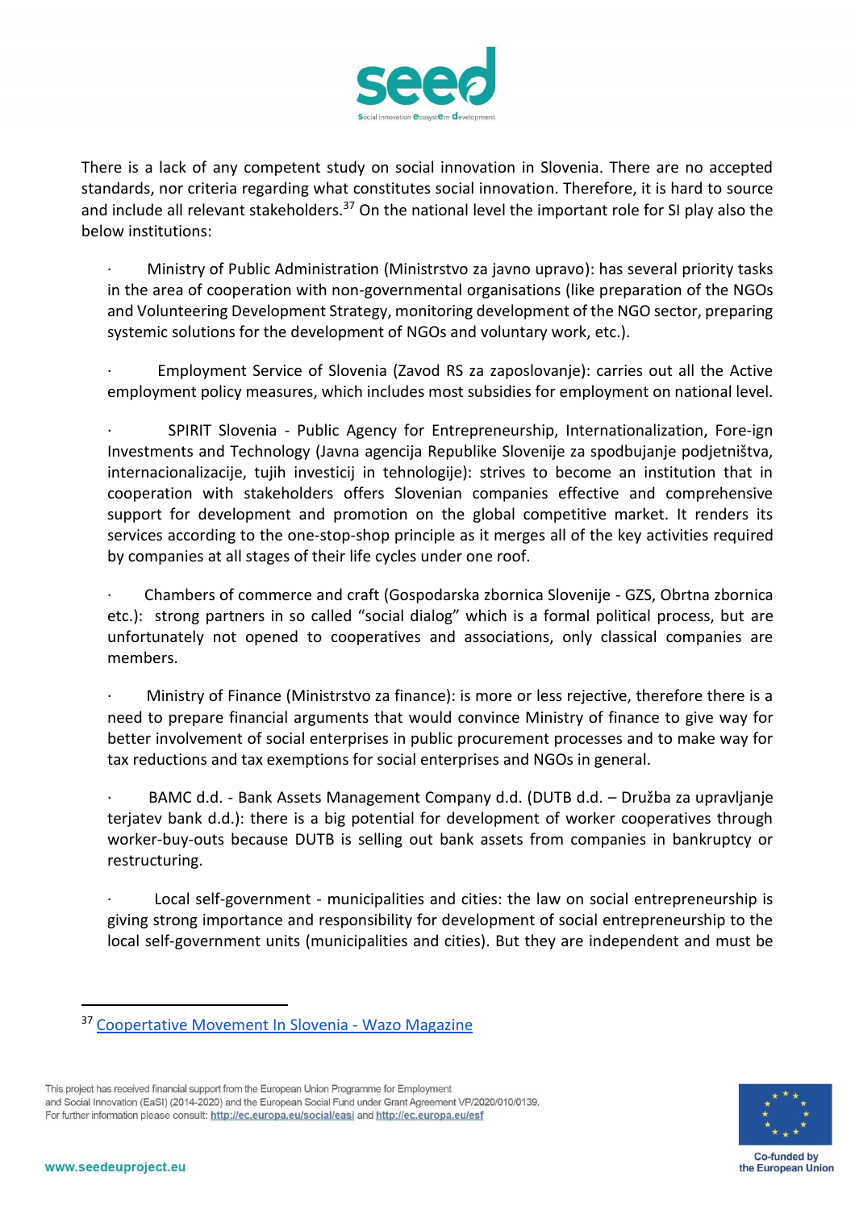There is a lack of any competent study on social innovation in Slovenia. There are no accepted standards, nor criteria regarding what constitutes social innovation. Therefore, it is hard to source and include all relevant stakeholders.[37] On the national level the important role for SI play also the below institutions:

- Ministry of Public Administration (Ministrstvo za javno upravo): has several priority tasks in the area of cooperation with non-governmental organisations (like preparation of the NGOs and Volunteering Development Strategy, monitoring development of the NGO sector, preparing systemic solutions for the development of NGOs and voluntary work, etc.).

- Employment Service of Slovenia (Zavod RS za zaposlovanje): carries out all the Active employment policy measures, which includes most subsidies for employment on national level.

- SPIRIT Slovenia - Public Agency for Entrepreneurship, Internationalization, Fore-ign Investments and Technology (Javna agencija Republike Slovenije za spodbujanje podjetništva, internacionalizacije, tujih investicij in tehnologije): strives to become an institution that in cooperation with stakeholders offers Slovenian companies effective and comprehensive support for development and promotion on the global competitive market. It renders its services according to the one-stop-shop principle as it merges all of the key activities required by companies at all stages of their life cycles under one roof.

- Chambers of commerce and craft (Gospodarska zbornica Slovenije - GZS, Obrtna zbornica etc.): strong partners in so called "social dialog" which is a formal political process, but are unfortunately not opened to cooperatives and associations, only classical companies are members.

- Ministry of Finance (Ministrstvo za finance): is more or less rejective, therefore there is a need to prepare financial arguments that would convince Ministry of finance to give way for better involvement of social enterprises in public procurement processes and to make way for tax reductions and tax exemptions for social enterprises and NGOs in general.

- BAMC d.d. - Bank Assets Management Company d.d. (DUTB d.d. – Družba za upravljanje terjatev bank d.d.): there is a big potential for development of worker cooperatives through worker-buy-outs because DUTB is selling out bank assets from companies in bankruptcy or restructuring.

- Local self-government - municipalities and cities: the law on social entrepreneurship is giving strong importance and responsibility for development of social entrepreneurship to the local self-government units (municipalities and cities). But they are independent and must be

---

[37] Coopertative Movement In Slovenia - Wazo Magazine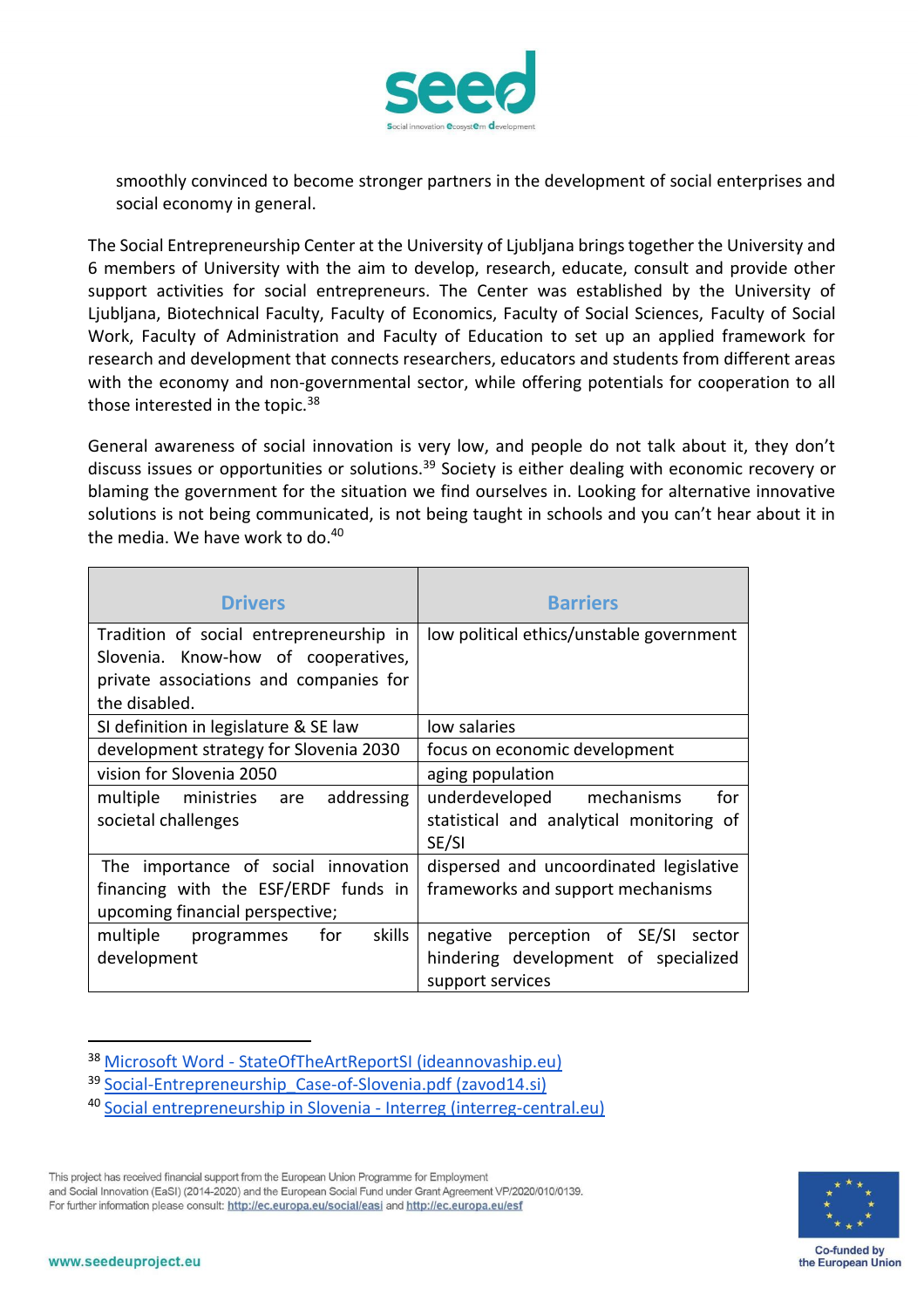smoothly convinced to become stronger partners in the development of social enterprises and social economy in general.

The Social Entrepreneurship Center at the University of Ljubljana brings together the University and 6 members of University with the aim to develop, research, educate, consult and provide other support activities for social entrepreneurs. The Center was established by the University of Ljubljana, Biotechnical Faculty, Faculty of Economics, Faculty of Social Sciences, Faculty of Social Work, Faculty of Administration and Faculty of Education to set up an applied framework for research and development that connects researchers, educators and students from different areas with the economy and non-governmental sector, while offering potentials for cooperation to all those interested in the topic.[38]

General awareness of social innovation is very low, and people do not talk about it, they don't discuss issues or opportunities or solutions.[39] Society is either dealing with economic recovery or blaming the government for the situation we find ourselves in. Looking for alternative innovative solutions is not being communicated, is not being taught in schools and you can't hear about it in the media. We have work to do.[40]

| Drivers | Barriers |
|---|---|
| Tradition of social entrepreneurship in Slovenia. Know-how of cooperatives, private associations and companies for the disabled. | low political ethics/unstable government |
| SI definition in legislature & SE law | low salaries |
| development strategy for Slovenia 2030 | focus on economic development |
| vision for Slovenia 2050 | aging population |
| multiple ministries are addressing societal challenges | underdeveloped mechanisms for statistical and analytical monitoring of SE/SI |
| The importance of social innovation financing with the ESF/ERDF funds in upcoming financial perspective; | dispersed and uncoordinated legislative frameworks and support mechanisms |
| multiple programmes for skills development | negative perception of SE/SI sector hindering development of specialized support services |

[38] Microsoft Word - StateOfTheArtReportSI (ideannovaship.eu)

[39] Social-Entrepreneurship_Case-of-Slovenia.pdf (zavod14.si)

[40] Social entrepreneurship in Slovenia - Interreg (interreg-central.eu)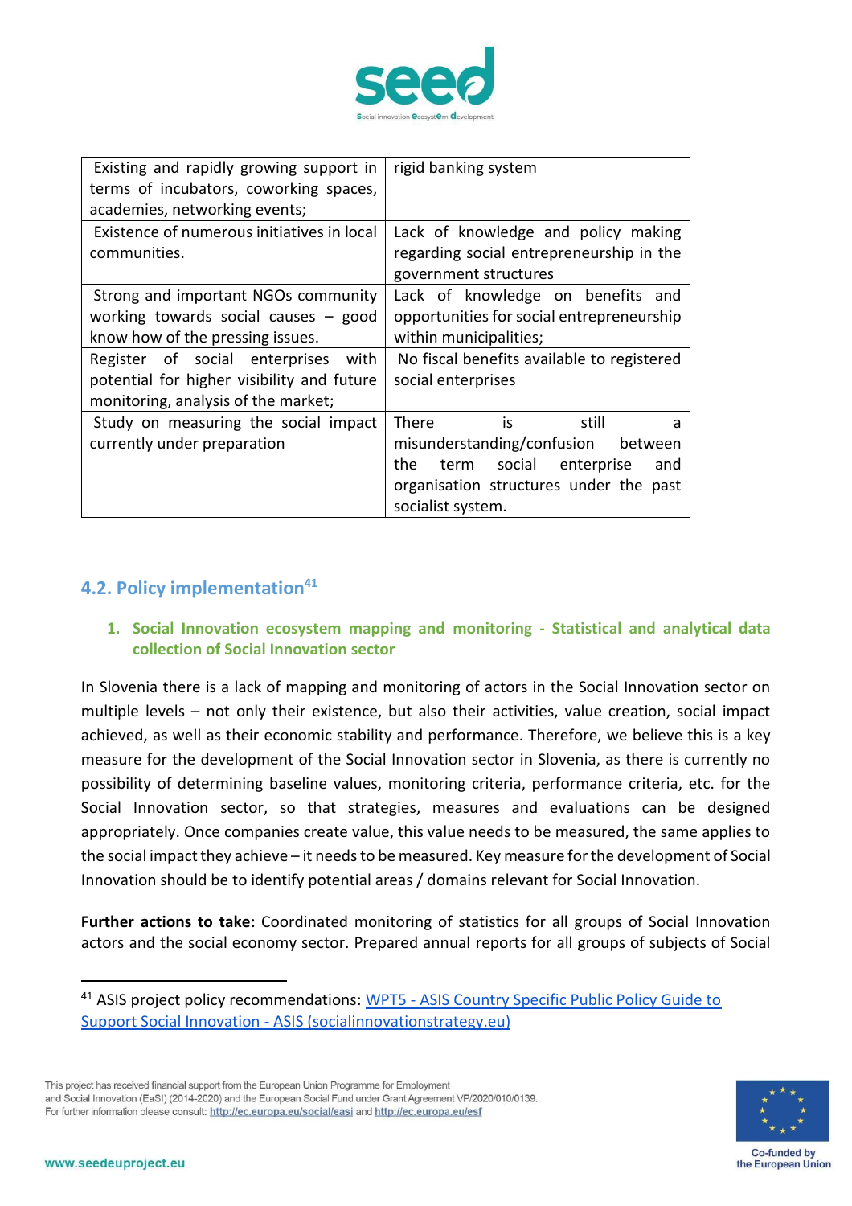| | |
|---|---|
| Existing and rapidly growing support in terms of incubators, coworking spaces, academies, networking events; | rigid banking system |
| Existence of numerous initiatives in local communities. | Lack of knowledge and policy making regarding social entrepreneurship in the government structures |
| Strong and important NGOs community working towards social causes – good know how of the pressing issues. | Lack of knowledge on benefits and opportunities for social entrepreneurship within municipalities; |
| Register of social enterprises with potential for higher visibility and future monitoring, analysis of the market; | No fiscal benefits available to registered social enterprises |
| Study on measuring the social impact currently under preparation | There is still a misunderstanding/confusion between the term social enterprise and organisation structures under the past socialist system. |

## 4.2. Policy implementation[41]

### 1. Social Innovation ecosystem mapping and monitoring - Statistical and analytical data collection of Social Innovation sector

In Slovenia there is a lack of mapping and monitoring of actors in the Social Innovation sector on multiple levels – not only their existence, but also their activities, value creation, social impact achieved, as well as their economic stability and performance. Therefore, we believe this is a key measure for the development of the Social Innovation sector in Slovenia, as there is currently no possibility of determining baseline values, monitoring criteria, performance criteria, etc. for the Social Innovation sector, so that strategies, measures and evaluations can be designed appropriately. Once companies create value, this value needs to be measured, the same applies to the social impact they achieve – it needs to be measured. Key measure for the development of Social Innovation should be to identify potential areas / domains relevant for Social Innovation.

**Further actions to take:** Coordinated monitoring of statistics for all groups of Social Innovation actors and the social economy sector. Prepared annual reports for all groups of subjects of Social

[41] ASIS project policy recommendations: WPT5 - ASIS Country Specific Public Policy Guide to Support Social Innovation - ASIS (socialinnovationstrategy.eu)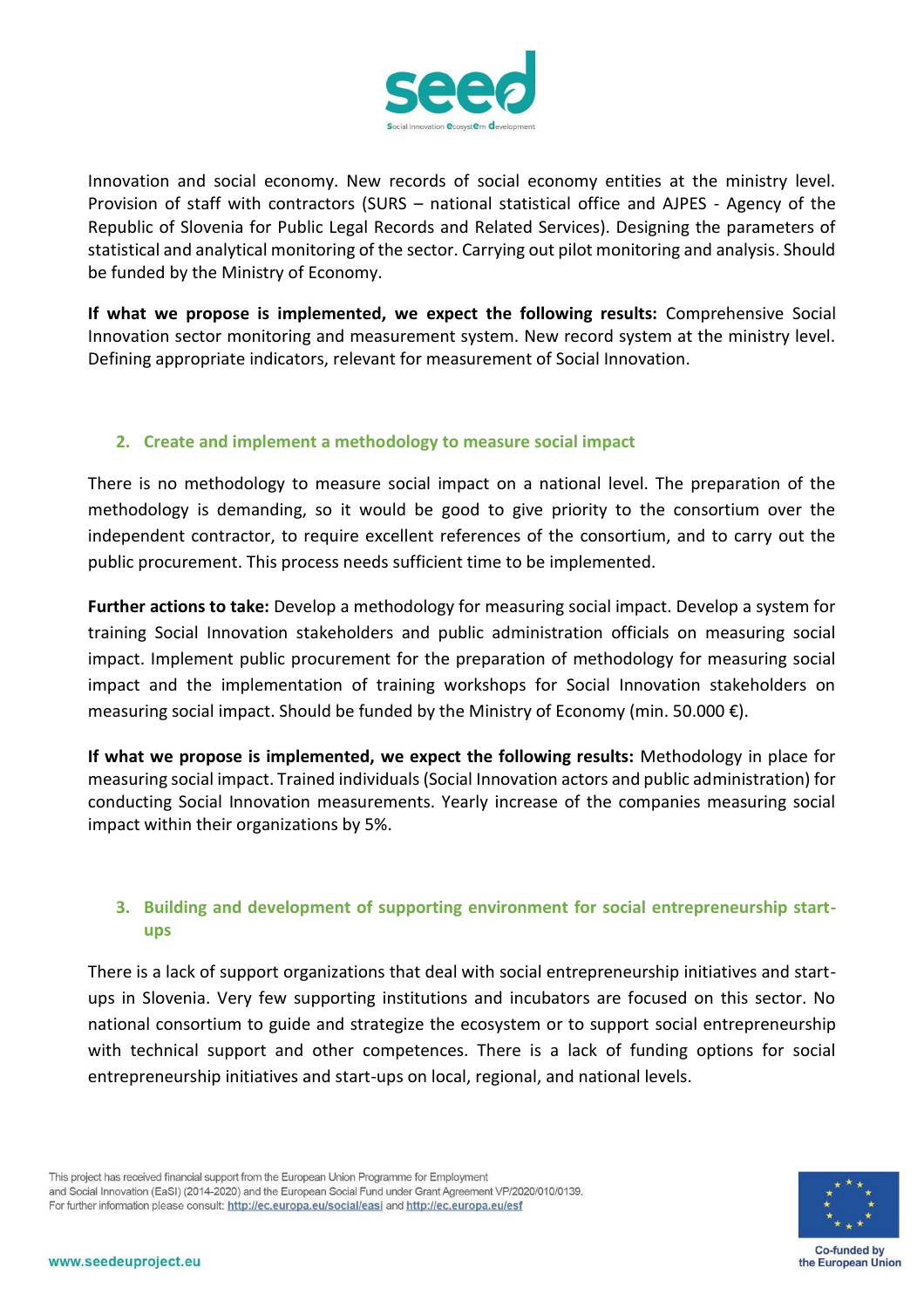Innovation and social economy. New records of social economy entities at the ministry level. Provision of staff with contractors (SURS – national statistical office and AJPES - Agency of the Republic of Slovenia for Public Legal Records and Related Services). Designing the parameters of statistical and analytical monitoring of the sector. Carrying out pilot monitoring and analysis. Should be funded by the Ministry of Economy.

**If what we propose is implemented, we expect the following results:** Comprehensive Social Innovation sector monitoring and measurement system. New record system at the ministry level. Defining appropriate indicators, relevant for measurement of Social Innovation.

## 2. Create and implement a methodology to measure social impact

There is no methodology to measure social impact on a national level. The preparation of the methodology is demanding, so it would be good to give priority to the consortium over the independent contractor, to require excellent references of the consortium, and to carry out the public procurement. This process needs sufficient time to be implemented.

**Further actions to take:** Develop a methodology for measuring social impact. Develop a system for training Social Innovation stakeholders and public administration officials on measuring social impact. Implement public procurement for the preparation of methodology for measuring social impact and the implementation of training workshops for Social Innovation stakeholders on measuring social impact. Should be funded by the Ministry of Economy (min. 50.000 €).

**If what we propose is implemented, we expect the following results:** Methodology in place for measuring social impact. Trained individuals (Social Innovation actors and public administration) for conducting Social Innovation measurements. Yearly increase of the companies measuring social impact within their organizations by 5%.

## 3. Building and development of supporting environment for social entrepreneurship start-ups

There is a lack of support organizations that deal with social entrepreneurship initiatives and start-ups in Slovenia. Very few supporting institutions and incubators are focused on this sector. No national consortium to guide and strategize the ecosystem or to support social entrepreneurship with technical support and other competences. There is a lack of funding options for social entrepreneurship initiatives and start-ups on local, regional, and national levels.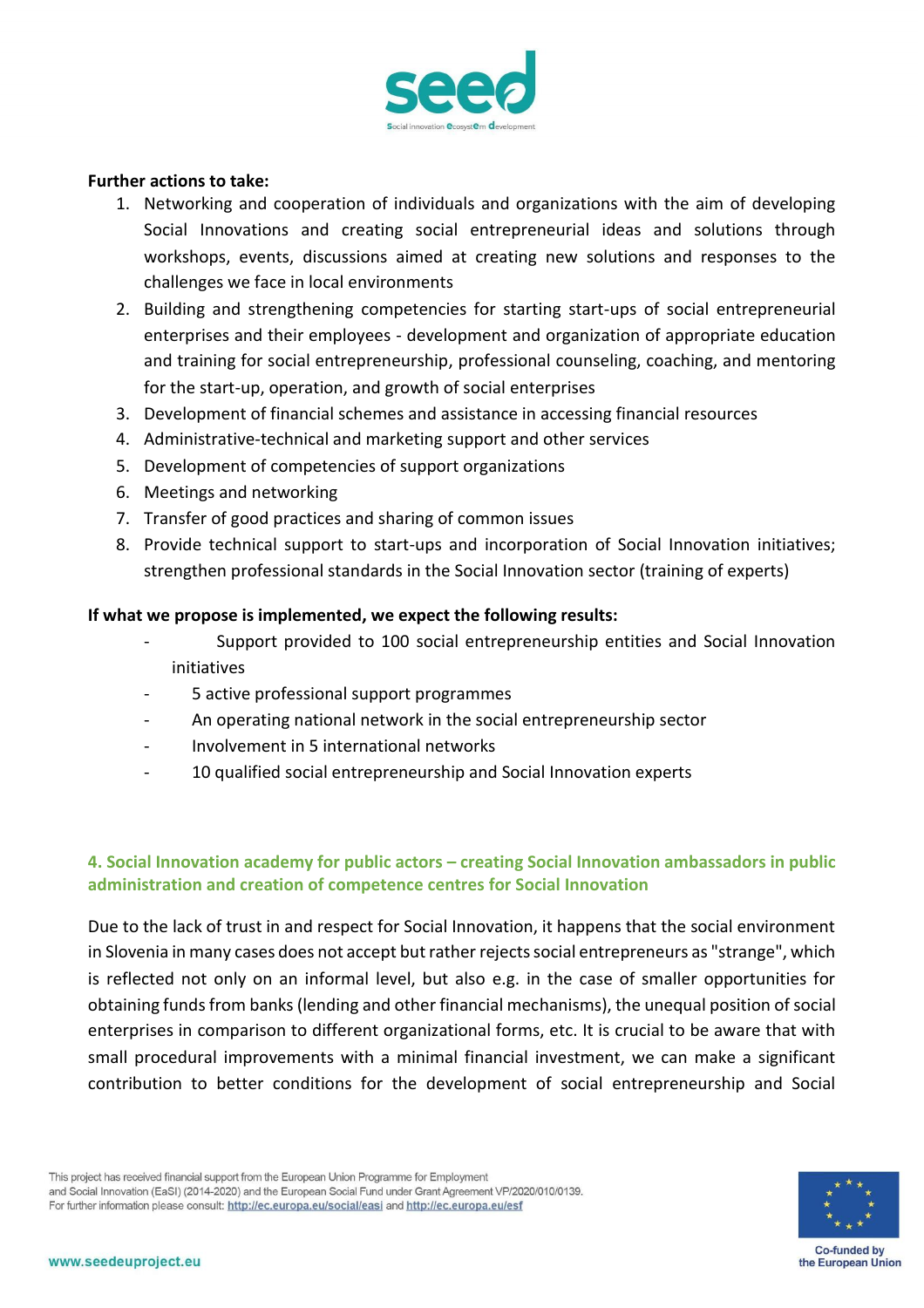**Further actions to take:**

1. Networking and cooperation of individuals and organizations with the aim of developing Social Innovations and creating social entrepreneurial ideas and solutions through workshops, events, discussions aimed at creating new solutions and responses to the challenges we face in local environments
2. Building and strengthening competencies for starting start-ups of social entrepreneurial enterprises and their employees - development and organization of appropriate education and training for social entrepreneurship, professional counseling, coaching, and mentoring for the start-up, operation, and growth of social enterprises
3. Development of financial schemes and assistance in accessing financial resources
4. Administrative-technical and marketing support and other services
5. Development of competencies of support organizations
6. Meetings and networking
7. Transfer of good practices and sharing of common issues
8. Provide technical support to start-ups and incorporation of Social Innovation initiatives; strengthen professional standards in the Social Innovation sector (training of experts)

**If what we propose is implemented, we expect the following results:**

- Support provided to 100 social entrepreneurship entities and Social Innovation initiatives
- 5 active professional support programmes
- An operating national network in the social entrepreneurship sector
- Involvement in 5 international networks
- 10 qualified social entrepreneurship and Social Innovation experts

### 4. Social Innovation academy for public actors – creating Social Innovation ambassadors in public administration and creation of competence centres for Social Innovation

Due to the lack of trust in and respect for Social Innovation, it happens that the social environment in Slovenia in many cases does not accept but rather rejects social entrepreneurs as "strange", which is reflected not only on an informal level, but also e.g. in the case of smaller opportunities for obtaining funds from banks (lending and other financial mechanisms), the unequal position of social enterprises in comparison to different organizational forms, etc. It is crucial to be aware that with small procedural improvements with a minimal financial investment, we can make a significant contribution to better conditions for the development of social entrepreneurship and Social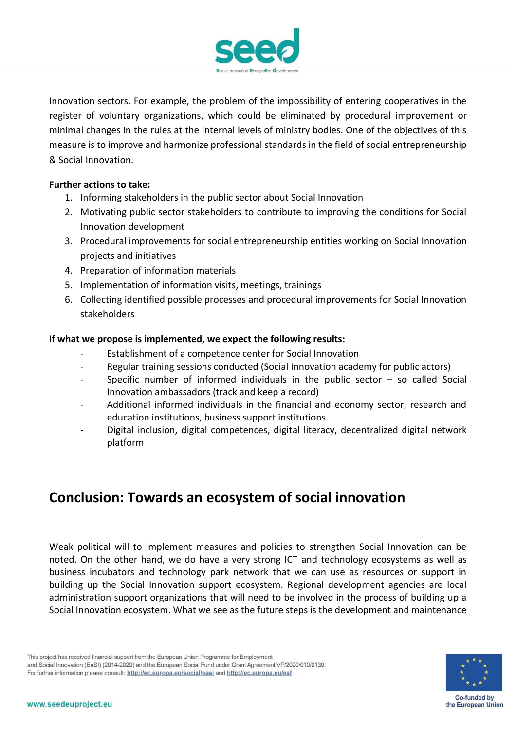Innovation sectors. For example, the problem of the impossibility of entering cooperatives in the register of voluntary organizations, which could be eliminated by procedural improvement or minimal changes in the rules at the internal levels of ministry bodies. One of the objectives of this measure is to improve and harmonize professional standards in the field of social entrepreneurship & Social Innovation.

**Further actions to take:**

1. Informing stakeholders in the public sector about Social Innovation
2. Motivating public sector stakeholders to contribute to improving the conditions for Social Innovation development
3. Procedural improvements for social entrepreneurship entities working on Social Innovation projects and initiatives
4. Preparation of information materials
5. Implementation of information visits, meetings, trainings
6. Collecting identified possible processes and procedural improvements for Social Innovation stakeholders

**If what we propose is implemented, we expect the following results:**

- Establishment of a competence center for Social Innovation
- Regular training sessions conducted (Social Innovation academy for public actors)
- Specific number of informed individuals in the public sector – so called Social Innovation ambassadors (track and keep a record)
- Additional informed individuals in the financial and economy sector, research and education institutions, business support institutions
- Digital inclusion, digital competences, digital literacy, decentralized digital network platform

## Conclusion: Towards an ecosystem of social innovation

Weak political will to implement measures and policies to strengthen Social Innovation can be noted. On the other hand, we do have a very strong ICT and technology ecosystems as well as business incubators and technology park network that we can use as resources or support in building up the Social Innovation support ecosystem. Regional development agencies are local administration support organizations that will need to be involved in the process of building up a Social Innovation ecosystem. What we see as the future steps is the development and maintenance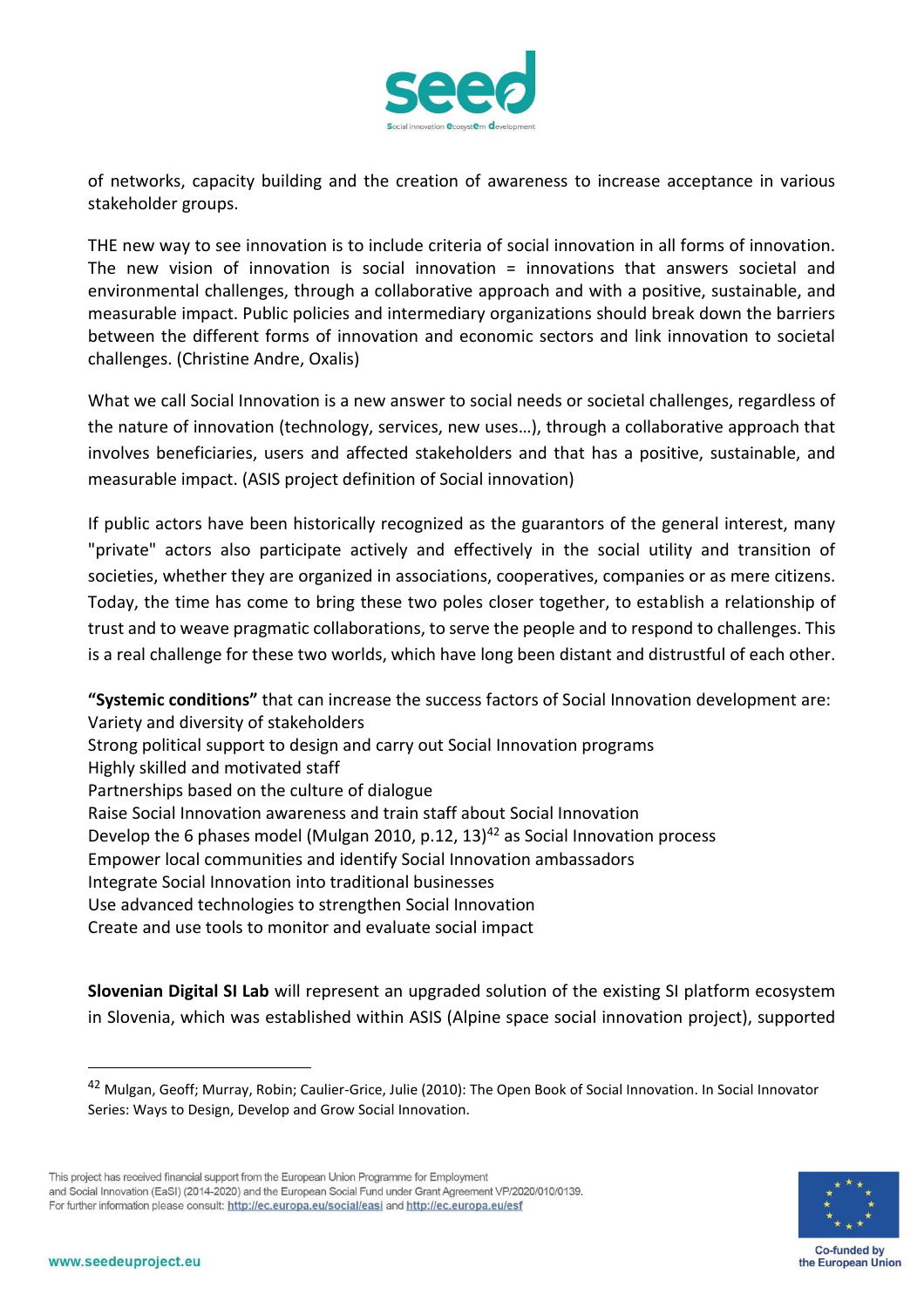of networks, capacity building and the creation of awareness to increase acceptance in various stakeholder groups.

THE new way to see innovation is to include criteria of social innovation in all forms of innovation. The new vision of innovation is social innovation = innovations that answers societal and environmental challenges, through a collaborative approach and with a positive, sustainable, and measurable impact. Public policies and intermediary organizations should break down the barriers between the different forms of innovation and economic sectors and link innovation to societal challenges. (Christine Andre, Oxalis)

What we call Social Innovation is a new answer to social needs or societal challenges, regardless of the nature of innovation (technology, services, new uses…), through a collaborative approach that involves beneficiaries, users and affected stakeholders and that has a positive, sustainable, and measurable impact. (ASIS project definition of Social innovation)

If public actors have been historically recognized as the guarantors of the general interest, many "private" actors also participate actively and effectively in the social utility and transition of societies, whether they are organized in associations, cooperatives, companies or as mere citizens. Today, the time has come to bring these two poles closer together, to establish a relationship of trust and to weave pragmatic collaborations, to serve the people and to respond to challenges. This is a real challenge for these two worlds, which have long been distant and distrustful of each other.

**"Systemic conditions"** that can increase the success factors of Social Innovation development are:
Variety and diversity of stakeholders
Strong political support to design and carry out Social Innovation programs
Highly skilled and motivated staff
Partnerships based on the culture of dialogue
Raise Social Innovation awareness and train staff about Social Innovation
Develop the 6 phases model (Mulgan 2010, p.12, 13)[42] as Social Innovation process
Empower local communities and identify Social Innovation ambassadors
Integrate Social Innovation into traditional businesses
Use advanced technologies to strengthen Social Innovation
Create and use tools to monitor and evaluate social impact

**Slovenian Digital SI Lab** will represent an upgraded solution of the existing SI platform ecosystem in Slovenia, which was established within ASIS (Alpine space social innovation project), supported

[42] Mulgan, Geoff; Murray, Robin; Caulier-Grice, Julie (2010): The Open Book of Social Innovation. In Social Innovator Series: Ways to Design, Develop and Grow Social Innovation.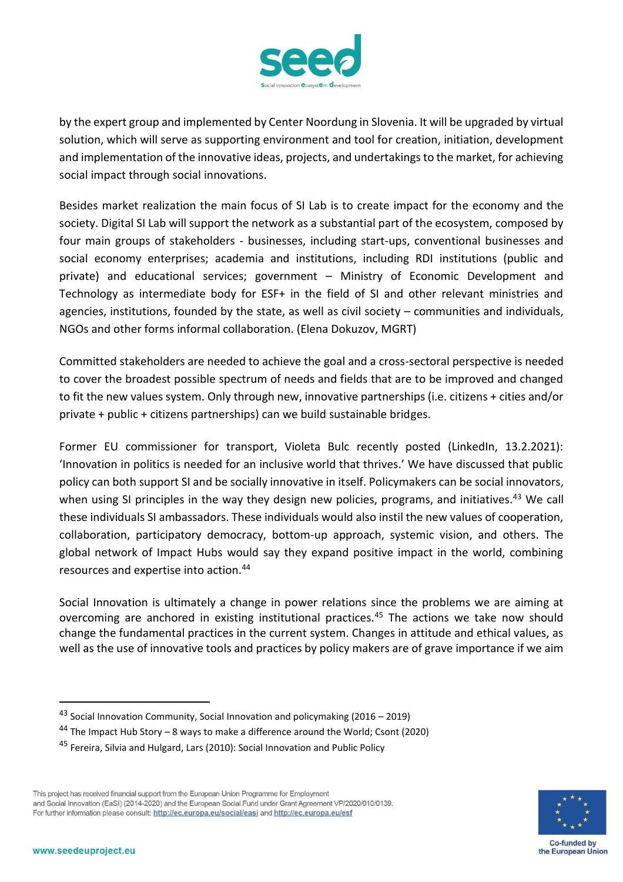by the expert group and implemented by Center Noordung in Slovenia. It will be upgraded by virtual solution, which will serve as supporting environment and tool for creation, initiation, development and implementation of the innovative ideas, projects, and undertakings to the market, for achieving social impact through social innovations.

Besides market realization the main focus of SI Lab is to create impact for the economy and the society. Digital SI Lab will support the network as a substantial part of the ecosystem, composed by four main groups of stakeholders - businesses, including start-ups, conventional businesses and social economy enterprises; academia and institutions, including RDI institutions (public and private) and educational services; government – Ministry of Economic Development and Technology as intermediate body for ESF+ in the field of SI and other relevant ministries and agencies, institutions, founded by the state, as well as civil society – communities and individuals, NGOs and other forms informal collaboration. (Elena Dokuzov, MGRT)

Committed stakeholders are needed to achieve the goal and a cross-sectoral perspective is needed to cover the broadest possible spectrum of needs and fields that are to be improved and changed to fit the new values system. Only through new, innovative partnerships (i.e. citizens + cities and/or private + public + citizens partnerships) can we build sustainable bridges.

Former EU commissioner for transport, Violeta Bulc recently posted (LinkedIn, 13.2.2021): 'Innovation in politics is needed for an inclusive world that thrives.' We have discussed that public policy can both support SI and be socially innovative in itself. Policymakers can be social innovators, when using SI principles in the way they design new policies, programs, and initiatives.[43] We call these individuals SI ambassadors. These individuals would also instil the new values of cooperation, collaboration, participatory democracy, bottom-up approach, systemic vision, and others. The global network of Impact Hubs would say they expand positive impact in the world, combining resources and expertise into action.[44]

Social Innovation is ultimately a change in power relations since the problems we are aiming at overcoming are anchored in existing institutional practices.[45] The actions we take now should change the fundamental practices in the current system. Changes in attitude and ethical values, as well as the use of innovative tools and practices by policy makers are of grave importance if we aim

---

[43] Social Innovation Community, Social Innovation and policymaking (2016 – 2019)

[44] The Impact Hub Story – 8 ways to make a difference around the World; Csont (2020)

[45] Fereira, Silvia and Hulgard, Lars (2010): Social Innovation and Public Policy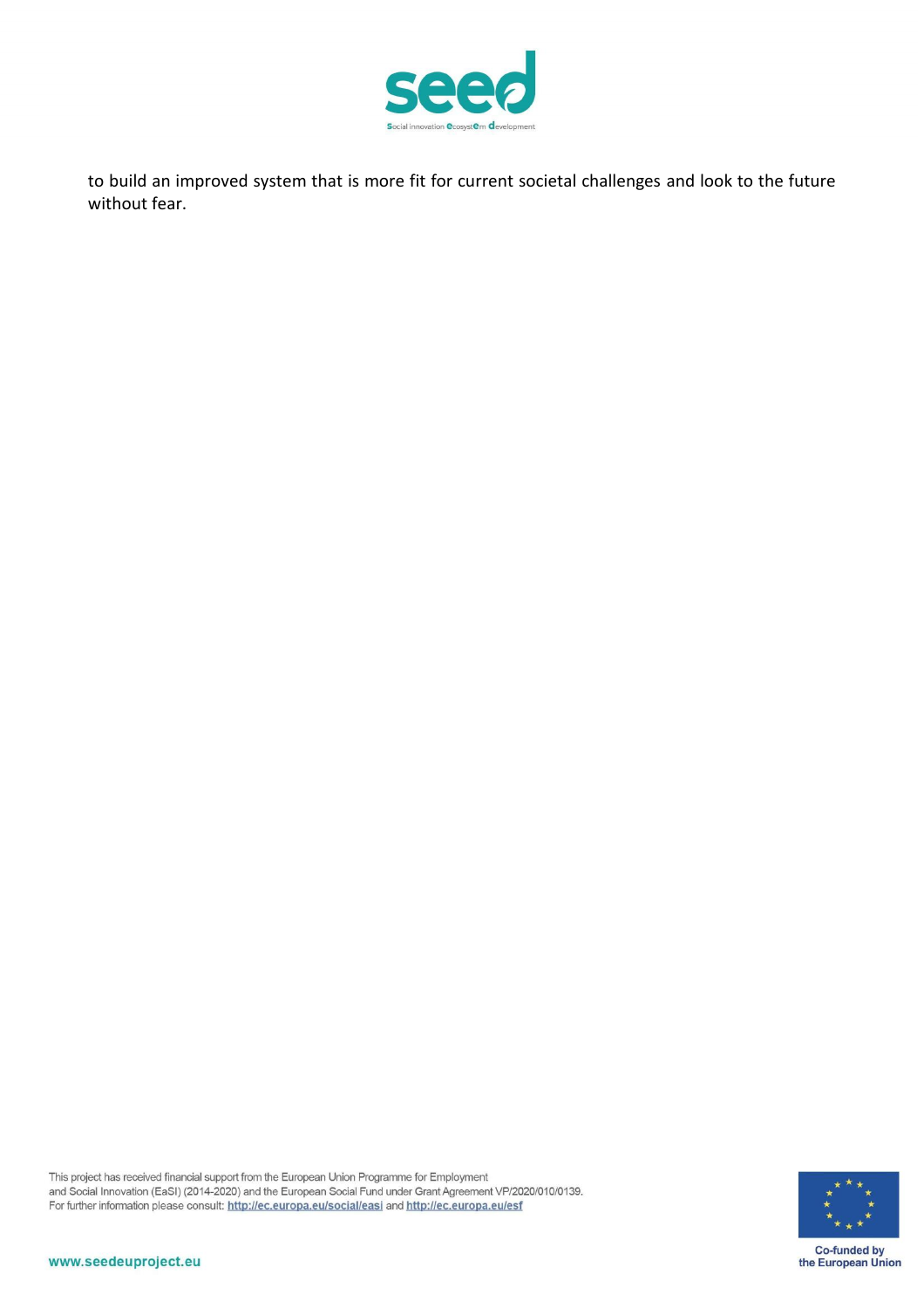to build an improved system that is more fit for current societal challenges and look to the future without fear.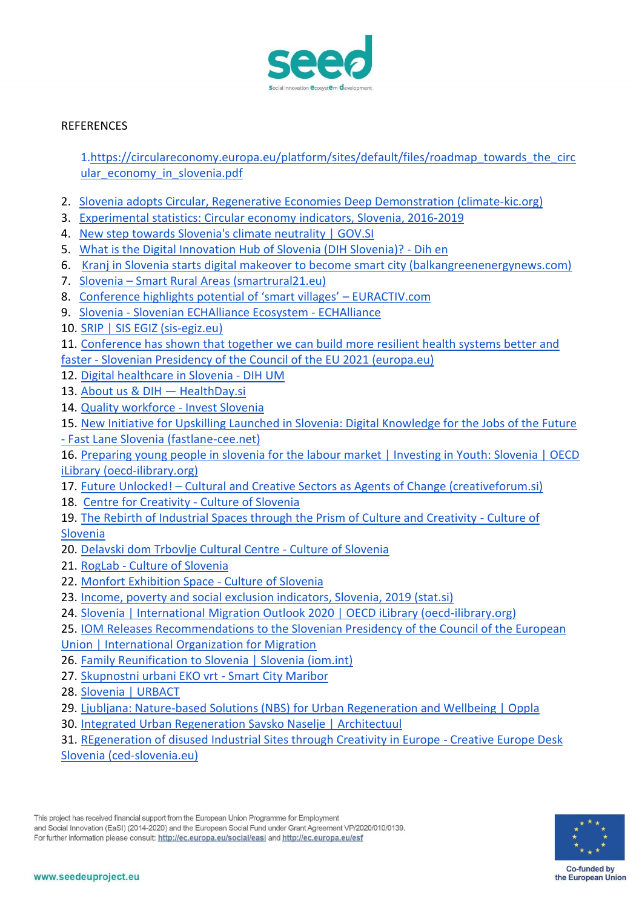REFERENCES

1. https://circulareconomy.europa.eu/platform/sites/default/files/roadmap_towards_the_circular_economy_in_slovenia.pdf
2. Slovenia adopts Circular, Regenerative Economies Deep Demonstration (climate-kic.org)
3. Experimental statistics: Circular economy indicators, Slovenia, 2016-2019
4. New step towards Slovenia's climate neutrality | GOV.SI
5. What is the Digital Innovation Hub of Slovenia (DIH Slovenia)? - Dih en
6. Kranj in Slovenia starts digital makeover to become smart city (balkangreenenergynews.com)
7. Slovenia – Smart Rural Areas (smartrural21.eu)
8. Conference highlights potential of 'smart villages' – EURACTIV.com
9. Slovenia - Slovenian ECHAlliance Ecosystem - ECHAlliance
10. SRIP | SIS EGIZ (sis-egiz.eu)
11. Conference has shown that together we can build more resilient health systems better and faster - Slovenian Presidency of the Council of the EU 2021 (europa.eu)
12. Digital healthcare in Slovenia - DIH UM
13. About us & DIH — HealthDay.si
14. Quality workforce - Invest Slovenia
15. New Initiative for Upskilling Launched in Slovenia: Digital Knowledge for the Jobs of the Future - Fast Lane Slovenia (fastlane-cee.net)
16. Preparing young people in slovenia for the labour market | Investing in Youth: Slovenia | OECD iLibrary (oecd-ilibrary.org)
17. Future Unlocked! – Cultural and Creative Sectors as Agents of Change (creativeforum.si)
18. Centre for Creativity - Culture of Slovenia
19. The Rebirth of Industrial Spaces through the Prism of Culture and Creativity - Culture of Slovenia
20. Delavski dom Trbovlje Cultural Centre - Culture of Slovenia
21. RogLab - Culture of Slovenia
22. Monfort Exhibition Space - Culture of Slovenia
23. Income, poverty and social exclusion indicators, Slovenia, 2019 (stat.si)
24. Slovenia | International Migration Outlook 2020 | OECD iLibrary (oecd-ilibrary.org)
25. IOM Releases Recommendations to the Slovenian Presidency of the Council of the European Union | International Organization for Migration
26. Family Reunification to Slovenia | Slovenia (iom.int)
27. Skupnostni urbani EKO vrt - Smart City Maribor
28. Slovenia | URBACT
29. Ljubljana: Nature-based Solutions (NBS) for Urban Regeneration and Wellbeing | Oppla
30. Integrated Urban Regeneration Savsko Naselje | Architectuul
31. REgeneration of disused Industrial Sites through Creativity in Europe - Creative Europe Desk Slovenia (ced-slovenia.eu)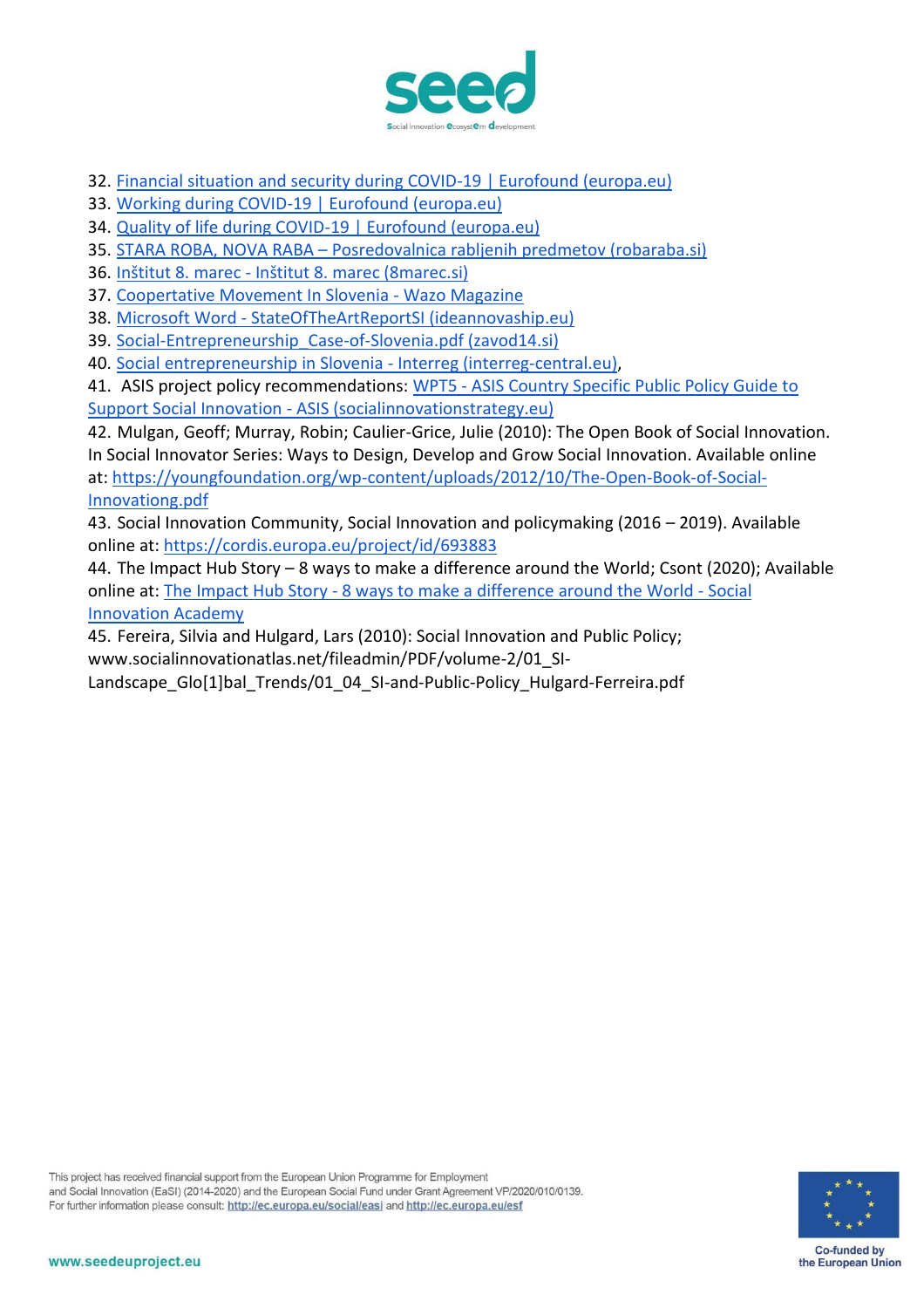32. Financial situation and security during COVID-19 | Eurofound (europa.eu)
33. Working during COVID-19 | Eurofound (europa.eu)
34. Quality of life during COVID-19 | Eurofound (europa.eu)
35. STARA ROBA, NOVA RABA – Posredovalnica rabljenih predmetov (robaraba.si)
36. Inštitut 8. marec - Inštitut 8. marec (8marec.si)
37. Coopertative Movement In Slovenia - Wazo Magazine
38. Microsoft Word - StateOfTheArtReportSI (ideannovaship.eu)
39. Social-Entrepreneurship_Case-of-Slovenia.pdf (zavod14.si)
40. Social entrepreneurship in Slovenia - Interreg (interreg-central.eu),
41. ASIS project policy recommendations: WPT5 - ASIS Country Specific Public Policy Guide to Support Social Innovation - ASIS (socialinnovationstrategy.eu)
42. Mulgan, Geoff; Murray, Robin; Caulier-Grice, Julie (2010): The Open Book of Social Innovation. In Social Innovator Series: Ways to Design, Develop and Grow Social Innovation. Available online at: https://youngfoundation.org/wp-content/uploads/2012/10/The-Open-Book-of-Social-Innovationg.pdf
43. Social Innovation Community, Social Innovation and policymaking (2016 – 2019). Available online at: https://cordis.europa.eu/project/id/693883
44. The Impact Hub Story – 8 ways to make a difference around the World; Csont (2020); Available online at: The Impact Hub Story - 8 ways to make a difference around the World - Social Innovation Academy
45. Fereira, Silvia and Hulgard, Lars (2010): Social Innovation and Public Policy; www.socialinnovationatlas.net/fileadmin/PDF/volume-2/01_SI-Landscape_Glo[1]bal_Trends/01_04_SI-and-Public-Policy_Hulgard-Ferreira.pdf